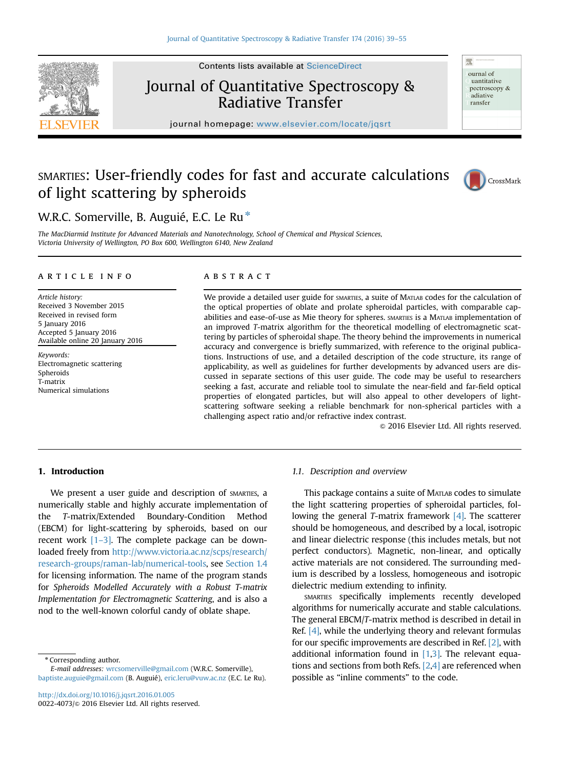# SMARTIES: User-friendly codes for fast and accurate calculations of light scattering by spheroids

W.R.C. Somerville, B. Auguié, E.C. Le Ru *

*The MacDiarmid Institute for Advanced Materials and Nanotechnology, School of Chemical and Physical Sciences, Victoria University of Wellington, PO Box 600, Wellington 6140, New Zealand*

## ARTICLE INFO

*Article history:*
Received 3 November 2015
Received in revised form
5 January 2016
Accepted 5 January 2016
Available online 20 January 2016

*Keywords:*
Electromagnetic scattering
Spheroids
T-matrix
Numerical simulations

## ABSTRACT

We provide a detailed user guide for SMARTIES, a suite of MATLAB codes for the calculation of the optical properties of oblate and prolate spheroidal particles, with comparable capabilities and ease-of-use as Mie theory for spheres. SMARTIES is a MATLAB implementation of an improved *T*-matrix algorithm for the theoretical modelling of electromagnetic scattering by particles of spheroidal shape. The theory behind the improvements in numerical accuracy and convergence is briefly summarized, with reference to the original publications. Instructions of use, and a detailed description of the code structure, its range of applicability, as well as guidelines for further developments by advanced users are discussed in separate sections of this user guide. The code may be useful to researchers seeking a fast, accurate and reliable tool to simulate the near-field and far-field optical properties of elongated particles, but will also appeal to other developers of light-scattering software seeking a reliable benchmark for non-spherical particles with a challenging aspect ratio and/or refractive index contrast.

© 2016 Elsevier Ltd. All rights reserved.

## 1. Introduction

We present a user guide and description of SMARTIES, a numerically stable and highly accurate implementation of the *T*-matrix/Extended Boundary-Condition Method (EBCM) for light-scattering by spheroids, based on our recent work [1–3]. The complete package can be downloaded freely from http://www.victoria.ac.nz/scps/research/research-groups/raman-lab/numerical-tools, see Section 1.4 for licensing information. The name of the program stands for *Spheroids Modelled Accurately with a Robust T-matrix Implementation for Electromagnetic Scattering*, and is also a nod to the well-known colorful candy of oblate shape.

### 1.1. Description and overview

This package contains a suite of MATLAB codes to simulate the light scattering properties of spheroidal particles, following the general *T*-matrix framework [4]. The scatterer should be homogeneous, and described by a local, isotropic and linear dielectric response (this includes metals, but not perfect conductors). Magnetic, non-linear, and optically active materials are not considered. The surrounding medium is described by a lossless, homogeneous and isotropic dielectric medium extending to infinity.

SMARTIES specifically implements recently developed algorithms for numerically accurate and stable calculations. The general EBCM/*T*-matrix method is described in detail in Ref. [4], while the underlying theory and relevant formulas for our specific improvements are described in Ref. [2], with additional information found in [1,3]. The relevant equations and sections from both Refs. [2,4] are referenced when possible as "inline comments" to the code.

* Corresponding author.
*E-mail addresses:* wrcsomerville@gmail.com (W.R.C. Somerville), baptiste.auguie@gmail.com (B. Auguié), eric.leru@vuw.ac.nz (E.C. Le Ru).

http://dx.doi.org/10.1016/j.jqsrt.2016.01.005
0022-4073/© 2016 Elsevier Ltd. All rights reserved.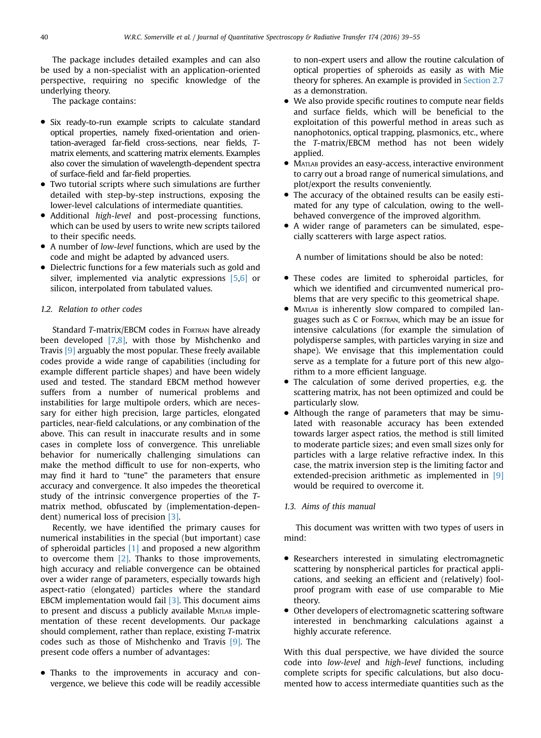The package includes detailed examples and can also be used by a non-specialist with an application-oriented perspective, requiring no specific knowledge of the underlying theory.

The package contains:

- Six ready-to-run example scripts to calculate standard optical properties, namely fixed-orientation and orientation-averaged far-field cross-sections, near fields, *T*-matrix elements, and scattering matrix elements. Examples also cover the simulation of wavelength-dependent spectra of surface-field and far-field properties.
- Two tutorial scripts where such simulations are further detailed with step-by-step instructions, exposing the lower-level calculations of intermediate quantities.
- Additional *high-level* and post-processing functions, which can be used by users to write new scripts tailored to their specific needs.
- A number of *low-level* functions, which are used by the code and might be adapted by advanced users.
- Dielectric functions for a few materials such as gold and silver, implemented via analytic expressions [5,6] or silicon, interpolated from tabulated values.

### 1.2. Relation to other codes

Standard *T*-matrix/EBCM codes in FORTRAN have already been developed [7,8], with those by Mishchenko and Travis [9] arguably the most popular. These freely available codes provide a wide range of capabilities (including for example different particle shapes) and have been widely used and tested. The standard EBCM method however suffers from a number of numerical problems and instabilities for large multipole orders, which are necessary for either high precision, large particles, elongated particles, near-field calculations, or any combination of the above. This can result in inaccurate results and in some cases in complete loss of convergence. This unreliable behavior for numerically challenging simulations can make the method difficult to use for non-experts, who may find it hard to "tune" the parameters that ensure accuracy and convergence. It also impedes the theoretical study of the intrinsic convergence properties of the *T*-matrix method, obfuscated by (implementation-dependent) numerical loss of precision [3].

Recently, we have identified the primary causes for numerical instabilities in the special (but important) case of spheroidal particles [1] and proposed a new algorithm to overcome them [2]. Thanks to those improvements, high accuracy and reliable convergence can be obtained over a wider range of parameters, especially towards high aspect-ratio (elongated) particles where the standard EBCM implementation would fail [3]. This document aims to present and discuss a publicly available MATLAB implementation of these recent developments. Our package should complement, rather than replace, existing *T*-matrix codes such as those of Mishchenko and Travis [9]. The present code offers a number of advantages:

- Thanks to the improvements in accuracy and convergence, we believe this code will be readily accessible to non-expert users and allow the routine calculation of optical properties of spheroids as easily as with Mie theory for spheres. An example is provided in Section 2.7 as a demonstration.
- We also provide specific routines to compute near fields and surface fields, which will be beneficial to the exploitation of this powerful method in areas such as nanophotonics, optical trapping, plasmonics, etc., where the *T*-matrix/EBCM method has not been widely applied.
- MATLAB provides an easy-access, interactive environment to carry out a broad range of numerical simulations, and plot/export the results conveniently.
- The accuracy of the obtained results can be easily estimated for any type of calculation, owing to the well-behaved convergence of the improved algorithm.
- A wider range of parameters can be simulated, especially scatterers with large aspect ratios.

A number of limitations should be also be noted:

- These codes are limited to spheroidal particles, for which we identified and circumvented numerical problems that are very specific to this geometrical shape.
- MATLAB is inherently slow compared to compiled languages such as C or FORTRAN, which may be an issue for intensive calculations (for example the simulation of polydisperse samples, with particles varying in size and shape). We envisage that this implementation could serve as a template for a future port of this new algorithm to a more efficient language.
- The calculation of some derived properties, e.g. the scattering matrix, has not been optimized and could be particularly slow.
- Although the range of parameters that may be simulated with reasonable accuracy has been extended towards larger aspect ratios, the method is still limited to moderate particle sizes; and even small sizes only for particles with a large relative refractive index. In this case, the matrix inversion step is the limiting factor and extended-precision arithmetic as implemented in [9] would be required to overcome it.

### 1.3. Aims of this manual

This document was written with two types of users in mind:

- Researchers interested in simulating electromagnetic scattering by nonspherical particles for practical applications, and seeking an efficient and (relatively) foolproof program with ease of use comparable to Mie theory.
- Other developers of electromagnetic scattering software interested in benchmarking calculations against a highly accurate reference.

With this dual perspective, we have divided the source code into *low-level* and *high-level* functions, including complete scripts for specific calculations, but also documented how to access intermediate quantities such as the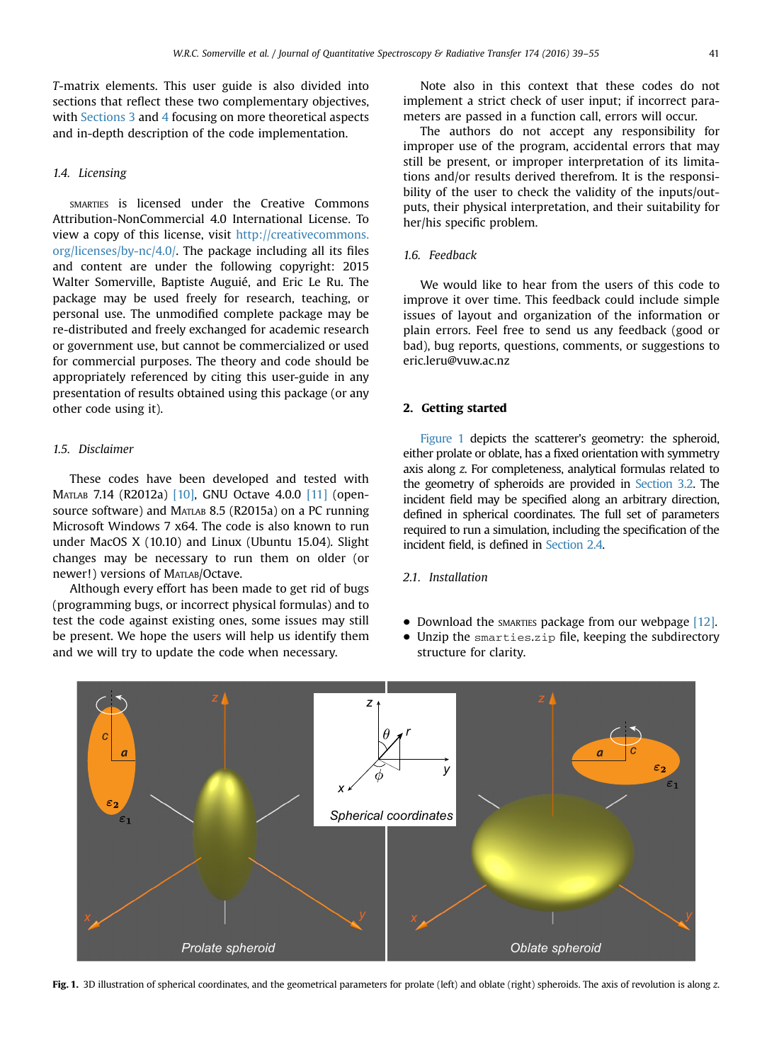*T*-matrix elements. This user guide is also divided into sections that reflect these two complementary objectives, with Sections 3 and 4 focusing on more theoretical aspects and in-depth description of the code implementation.

### 1.4. Licensing

SMARTIES is licensed under the Creative Commons Attribution-NonCommercial 4.0 International License. To view a copy of this license, visit http://creativecommons.org/licenses/by-nc/4.0/. The package including all its files and content are under the following copyright: 2015 Walter Somerville, Baptiste Auguié, and Eric Le Ru. The package may be used freely for research, teaching, or personal use. The unmodified complete package may be re-distributed and freely exchanged for academic research or government use, but cannot be commercialized or used for commercial purposes. The theory and code should be appropriately referenced by citing this user-guide in any presentation of results obtained using this package (or any other code using it).

### 1.5. Disclaimer

These codes have been developed and tested with MATLAB 7.14 (R2012a) [10], GNU Octave 4.0.0 [11] (open-source software) and MATLAB 8.5 (R2015a) on a PC running Microsoft Windows 7 x64. The code is also known to run under MacOS X (10.10) and Linux (Ubuntu 15.04). Slight changes may be necessary to run them on older (or newer!) versions of MATLAB/Octave.

Although every effort has been made to get rid of bugs (programming bugs, or incorrect physical formulas) and to test the code against existing ones, some issues may still be present. We hope the users will help us identify them and we will try to update the code when necessary.

Note also in this context that these codes do not implement a strict check of user input; if incorrect parameters are passed in a function call, errors will occur.

The authors do not accept any responsibility for improper use of the program, accidental errors that may still be present, or improper interpretation of its limitations and/or results derived therefrom. It is the responsibility of the user to check the validity of the inputs/outputs, their physical interpretation, and their suitability for her/his specific problem.

### 1.6. Feedback

We would like to hear from the users of this code to improve it over time. This feedback could include simple issues of layout and organization of the information or plain errors. Feel free to send us any feedback (good or bad), bug reports, questions, comments, or suggestions to eric.leru@vuw.ac.nz

## 2. Getting started

Figure 1 depicts the scatterer's geometry: the spheroid, either prolate or oblate, has a fixed orientation with symmetry axis along $z$. For completeness, analytical formulas related to the geometry of spheroids are provided in Section 3.2. The incident field may be specified along an arbitrary direction, defined in spherical coordinates. The full set of parameters required to run a simulation, including the specification of the incident field, is defined in Section 2.4.

### 2.1. Installation

- Download the SMARTIES package from our webpage [12].
- Unzip the `smarties.zip` file, keeping the subdirectory structure for clarity.

**Fig. 1.** 3D illustration of spherical coordinates, and the geometrical parameters for prolate (left) and oblate (right) spheroids. The axis of revolution is along $z$.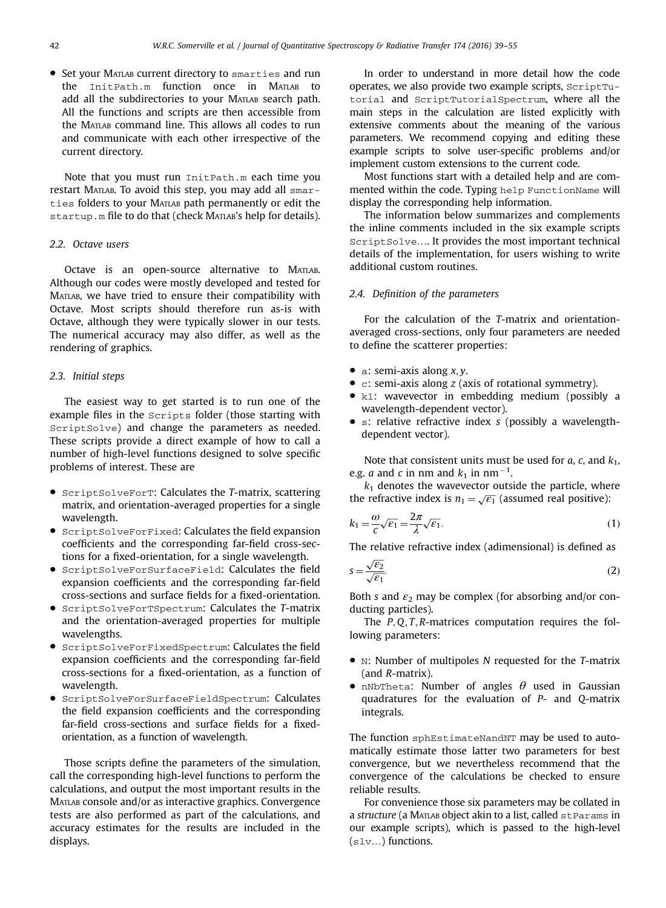- Set your MATLAB current directory to `smarties` and run the `InitPath.m` function once in MATLAB to add all the subdirectories to your MATLAB search path. All the functions and scripts are then accessible from the MATLAB command line. This allows all codes to run and communicate with each other irrespective of the current directory.

Note that you must run `InitPath.m` each time you restart MATLAB. To avoid this step, you may add all `smarties` folders to your MATLAB path permanently or edit the `startup.m` file to do that (check MATLAB's help for details).

### 2.2. Octave users

Octave is an open-source alternative to MATLAB. Although our codes were mostly developed and tested for MATLAB, we have tried to ensure their compatibility with Octave. Most scripts should therefore run as-is with Octave, although they were typically slower in our tests. The numerical accuracy may also differ, as well as the rendering of graphics.

### 2.3. Initial steps

The easiest way to get started is to run one of the example files in the `Scripts` folder (those starting with `ScriptSolve`) and change the parameters as needed. These scripts provide a direct example of how to call a number of high-level functions designed to solve specific problems of interest. These are

- `ScriptSolveForT`: Calculates the *T*-matrix, scattering matrix, and orientation-averaged properties for a single wavelength.
- `ScriptSolveForFixed`: Calculates the field expansion coefficients and the corresponding far-field cross-sections for a fixed-orientation, for a single wavelength.
- `ScriptSolveForSurfaceField`: Calculates the field expansion coefficients and the corresponding far-field cross-sections and surface fields for a fixed-orientation.
- `ScriptSolveForTSpectrum`: Calculates the *T*-matrix and the orientation-averaged properties for multiple wavelengths.
- `ScriptSolveForFixedSpectrum`: Calculates the field expansion coefficients and the corresponding far-field cross-sections for a fixed-orientation, as a function of wavelength.
- `ScriptSolveForSurfaceFieldSpectrum`: Calculates the field expansion coefficients and the corresponding far-field cross-sections and surface fields for a fixed-orientation, as a function of wavelength.

Those scripts define the parameters of the simulation, call the corresponding high-level functions to perform the calculations, and output the most important results in the MATLAB console and/or as interactive graphics. Convergence tests are also performed as part of the calculations, and accuracy estimates for the results are included in the displays.

In order to understand in more detail how the code operates, we also provide two example scripts, `ScriptTutorial` and `ScriptTutorialSpectrum`, where all the main steps in the calculation are listed explicitly with extensive comments about the meaning of the various parameters. We recommend copying and editing these example scripts to solve user-specific problems and/or implement custom extensions to the current code.

Most functions start with a detailed help and are commented within the code. Typing `help FunctionName` will display the corresponding help information.

The information below summarizes and complements the inline comments included in the six example scripts `ScriptSolve`…. It provides the most important technical details of the implementation, for users wishing to write additional custom routines.

### 2.4. Definition of the parameters

For the calculation of the *T*-matrix and orientation-averaged cross-sections, only four parameters are needed to define the scatterer properties:

- `a`: semi-axis along $x, y$.
- `c`: semi-axis along $z$ (axis of rotational symmetry).
- `k1`: wavevector in embedding medium (possibly a wavelength-dependent vector).
- `s`: relative refractive index $s$ (possibly a wavelength-dependent vector).

Note that consistent units must be used for $a$, $c$, and $k_1$, e.g. $a$ and $c$ in nm and $k_1$ in nm$^{-1}$.

$k_1$ denotes the wavevector outside the particle, where the refractive index is $n_1 = \sqrt{\varepsilon_1}$ (assumed real positive):

$$k_1 = \frac{\omega}{c}\sqrt{\varepsilon_1} = \frac{2\pi}{\lambda}\sqrt{\varepsilon_1}. \tag{1}$$

The relative refractive index (adimensional) is defined as

$$s = \frac{\sqrt{\varepsilon_2}}{\sqrt{\varepsilon_1}}. \tag{2}$$

Both $s$ and $\varepsilon_2$ may be complex (for absorbing and/or conducting particles).

The $P, Q, T, R$-matrices computation requires the following parameters:

- `N`: Number of multipoles $N$ requested for the *T*-matrix (and *R*-matrix).
- `nNbTheta`: Number of angles $\theta$ used in Gaussian quadratures for the evaluation of *P*- and *Q*-matrix integrals.

The function `sphEstimateNandNT` may be used to automatically estimate those latter two parameters for best convergence, but we nevertheless recommend that the convergence of the calculations be checked to ensure reliable results.

For convenience those six parameters may be collated in a *structure* (a MATLAB object akin to a list, called `stParams` in our example scripts), which is passed to the high-level (`slv`…) functions.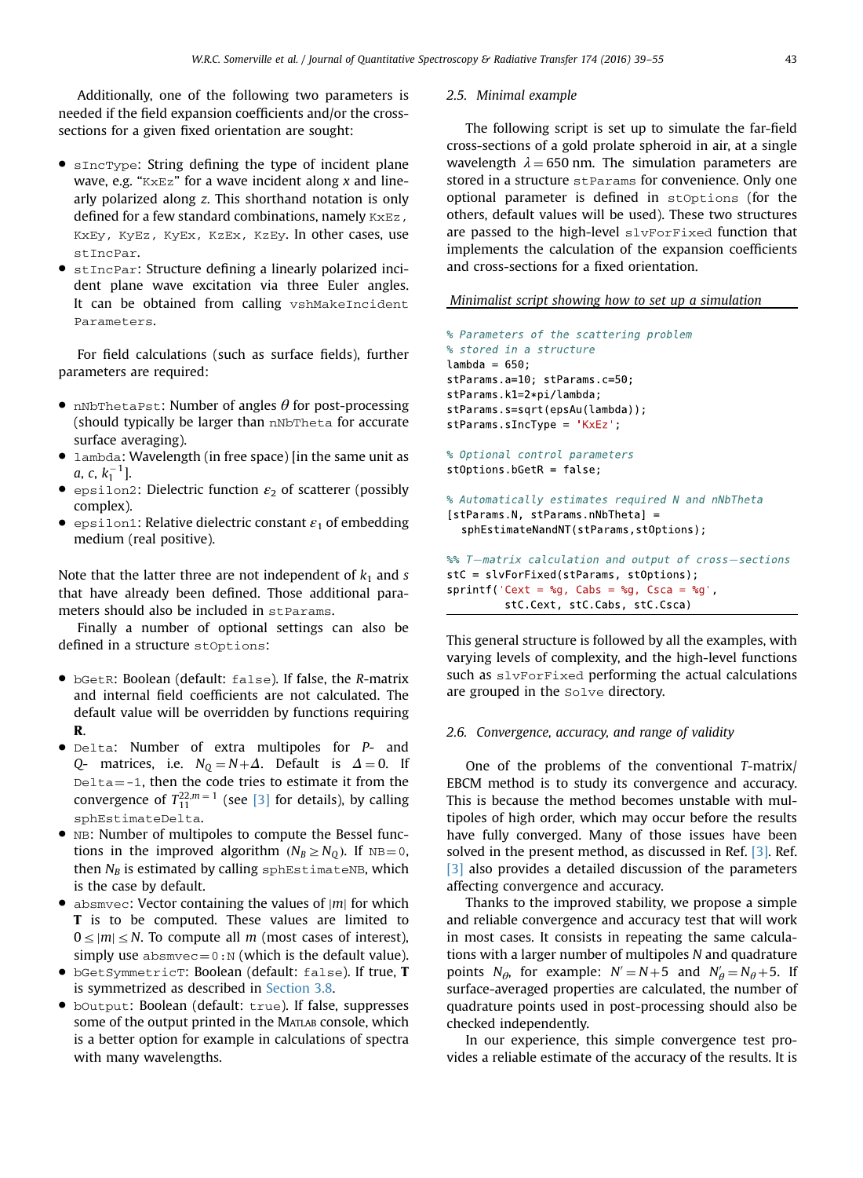Additionally, one of the following two parameters is needed if the field expansion coefficients and/or the cross-sections for a given fixed orientation are sought:

- `sIncType`: String defining the type of incident plane wave, e.g. "`KxEz`" for a wave incident along $x$ and linearly polarized along $z$. This shorthand notation is only defined for a few standard combinations, namely `KxEz`, `KxEy`, `KyEz`, `KyEx`, `KzEx`, `KzEy`. In other cases, use `stIncPar`.
- `stIncPar`: Structure defining a linearly polarized incident plane wave excitation via three Euler angles. It can be obtained from calling `vshMakeIncidentParameters`.

For field calculations (such as surface fields), further parameters are required:

- `nNbThetaPst`: Number of angles $\theta$ for post-processing (should typically be larger than `nNbTheta` for accurate surface averaging).
- `lambda`: Wavelength (in free space) [in the same unit as $a$, $c$, $k_1^{-1}$].
- `epsilon2`: Dielectric function $\varepsilon_2$ of scatterer (possibly complex).
- `epsilon1`: Relative dielectric constant $\varepsilon_1$ of embedding medium (real positive).

Note that the latter three are not independent of $k_1$ and $s$ that have already been defined. Those additional parameters should also be included in `stParams`.

Finally a number of optional settings can also be defined in a structure `stOptions`:

- `bGetR`: Boolean (default: `false`). If false, the $R$-matrix and internal field coefficients are not calculated. The default value will be overridden by functions requiring $\mathbf{R}$.
- `Delta`: Number of extra multipoles for $P$- and $Q$- matrices, i.e. $N_Q = N + \Delta$. Default is $\Delta = 0$. If `Delta=-1`, then the code tries to estimate it from the convergence of $T_{11}^{22,m=1}$ (see [3] for details), by calling `sphEstimateDelta`.
- `NB`: Number of multipoles to compute the Bessel functions in the improved algorithm ($N_B \geq N_Q$). If `NB=0`, then $N_B$ is estimated by calling `sphEstimateNB`, which is the case by default.
- `absmvec`: Vector containing the values of $|m|$ for which $\mathbf{T}$ is to be computed. These values are limited to $0 \leq |m| \leq N$. To compute all $m$ (most cases of interest), simply use `absmvec=0:N` (which is the default value).
- `bGetSymmetricT`: Boolean (default: `false`). If true, $\mathbf{T}$ is symmetrized as described in Section 3.8.
- `bOutput`: Boolean (default: `true`). If false, suppresses some of the output printed in the MATLAB console, which is a better option for example in calculations of spectra with many wavelengths.

### 2.5. Minimal example

The following script is set up to simulate the far-field cross-sections of a gold prolate spheroid in air, at a single wavelength $\lambda = 650$ nm. The simulation parameters are stored in a structure `stParams` for convenience. Only one optional parameter is defined in `stOptions` (for the others, default values will be used). These two structures are passed to the high-level `slvForFixed` function that implements the calculation of the expansion coefficients and cross-sections for a fixed orientation.

*Minimalist script showing how to set up a simulation*

```
% Parameters of the scattering problem
% stored in a structure
lambda = 650;
stParams.a=10; stParams.c=50;
stParams.k1=2*pi/lambda;
stParams.s=sqrt(epsAu(lambda));
stParams.sIncType = 'KxEz';

% Optional control parameters
stOptions.bGetR = false;

% Automatically estimates required N and nNbTheta
[stParams.N, stParams.nNbTheta] =
  sphEstimateNandNT(stParams,stOptions);

%% T-matrix calculation and output of cross-sections
stC = slvForFixed(stParams, stOptions);
sprintf('Cext = %g, Cabs = %g, Csca = %g',
        stC.Cext, stC.Cabs, stC.Csca)
```

This general structure is followed by all the examples, with varying levels of complexity, and the high-level functions such as `slvForFixed` performing the actual calculations are grouped in the `Solve` directory.

### 2.6. Convergence, accuracy, and range of validity

One of the problems of the conventional $T$-matrix/EBCM method is to study its convergence and accuracy. This is because the method becomes unstable with multipoles of high order, which may occur before the results have fully converged. Many of those issues have been solved in the present method, as discussed in Ref. [3]. Ref. [3] also provides a detailed discussion of the parameters affecting convergence and accuracy.

Thanks to the improved stability, we propose a simple and reliable convergence and accuracy test that will work in most cases. It consists in repeating the same calculations with a larger number of multipoles $N$ and quadrature points $N_\theta$, for example: $N' = N + 5$ and $N'_\theta = N_\theta + 5$. If surface-averaged properties are calculated, the number of quadrature points used in post-processing should also be checked independently.

In our experience, this simple convergence test provides a reliable estimate of the accuracy of the results. It is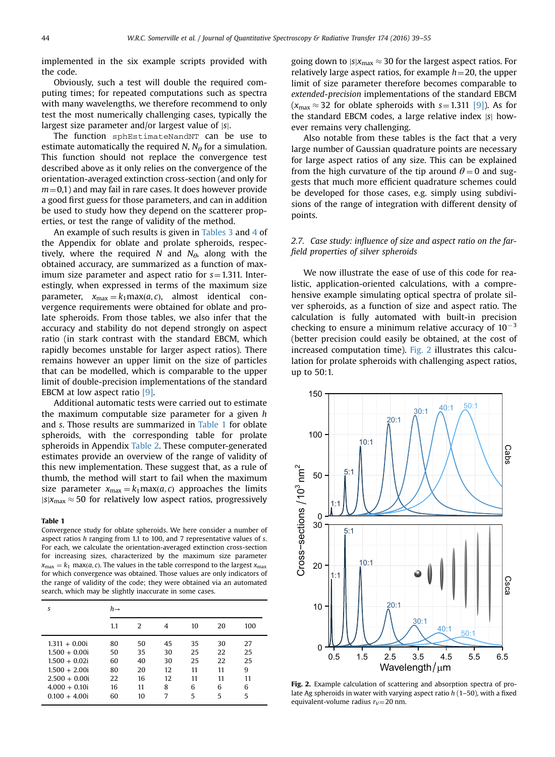implemented in the six example scripts provided with the code.

Obviously, such a test will double the required computing times; for repeated computations such as spectra with many wavelengths, we therefore recommend to only test the most numerically challenging cases, typically the largest size parameter and/or largest value of $|s|$.

The function `sphEstimateNandNT` can be use to estimate automatically the required $N$, $N_\theta$ for a simulation. This function should not replace the convergence test described above as it only relies on the convergence of the orientation-averaged extinction cross-section (and only for $m=0,1$) and may fail in rare cases. It does however provide a good first guess for those parameters, and can in addition be used to study how they depend on the scatterer properties, or test the range of validity of the method.

An example of such results is given in Tables 3 and 4 of the Appendix for oblate and prolate spheroids, respectively, where the required $N$ and $N_\theta$, along with the obtained accuracy, are summarized as a function of maximum size parameter and aspect ratio for $s=1.311$. Interestingly, when expressed in terms of the maximum size parameter, $x_{\max} = k_1 \max(a, c)$, almost identical convergence requirements were obtained for oblate and prolate spheroids. From those tables, we also infer that the accuracy and stability do not depend strongly on aspect ratio (in stark contrast with the standard EBCM, which rapidly becomes unstable for larger aspect ratios). There remains however an upper limit on the size of particles that can be modelled, which is comparable to the upper limit of double-precision implementations of the standard EBCM at low aspect ratio [9].

Additional automatic tests were carried out to estimate the maximum computable size parameter for a given $h$ and $s$. Those results are summarized in Table 1 for oblate spheroids, with the corresponding table for prolate spheroids in Appendix Table 2. These computer-generated estimates provide an overview of the range of validity of this new implementation. These suggest that, as a rule of thumb, the method will start to fail when the maximum size parameter $x_{\max} = k_1 \max(a, c)$ approaches the limits $|s| x_{\max} \approx 50$ for relatively low aspect ratios, progressively going down to $|s| x_{\max} \approx 30$ for the largest aspect ratios. For relatively large aspect ratios, for example $h=20$, the upper limit of size parameter therefore becomes comparable to *extended-precision* implementations of the standard EBCM ($x_{\max} \approx 32$ for oblate spheroids with $s=1.311$ [9]). As for the standard EBCM codes, a large relative index $|s|$ however remains very challenging.

Also notable from these tables is the fact that a very large number of Gaussian quadrature points are necessary for large aspect ratios of any size. This can be explained from the high curvature of the tip around $\theta=0$ and suggests that much more efficient quadrature schemes could be developed for those cases, e.g. simply using subdivisions of the range of integration with different density of points.

**Table 1**
Convergence study for oblate spheroids. We here consider a number of aspect ratios $h$ ranging from 1.1 to 100, and 7 representative values of $s$. For each, we calculate the orientation-averaged extinction cross-section for increasing sizes, characterized by the maximum size parameter $x_{\max} = k_1 \max(a, c)$. The values in the table correspond to the largest $x_{\max}$ for which convergence was obtained. Those values are only indicators of the range of validity of the code; they were obtained via an automated search, which may be slightly inaccurate in some cases.

| $s$ | $h \rightarrow$ | | | | | |
|---|---|---|---|---|---|---|
| | 1.1 | 2 | 4 | 10 | 20 | 100 |
| 1.311 + 0.00i | 80 | 50 | 45 | 35 | 30 | 27 |
| 1.500 + 0.00i | 50 | 35 | 30 | 25 | 22 | 25 |
| 1.500 + 0.02i | 60 | 40 | 30 | 25 | 22 | 25 |
| 1.500 + 2.00i | 80 | 20 | 12 | 11 | 11 | 9 |
| 2.500 + 0.00i | 22 | 16 | 12 | 11 | 11 | 11 |
| 4.000 + 0.10i | 16 | 11 | 8 | 6 | 6 | 6 |
| 0.100 + 4.00i | 60 | 10 | 7 | 5 | 5 | 5 |

## 2.7. Case study: influence of size and aspect ratio on the far-field properties of silver spheroids

We now illustrate the ease of use of this code for realistic, application-oriented calculations, with a comprehensive example simulating optical spectra of prolate silver spheroids, as a function of size and aspect ratio. The calculation is fully automated with built-in precision checking to ensure a minimum relative accuracy of $10^{-3}$ (better precision could easily be obtained, at the cost of increased computation time). Fig. 2 illustrates this calculation for prolate spheroids with challenging aspect ratios, up to 50:1.

**Fig. 2.** Example calculation of scattering and absorption spectra of prolate Ag spheroids in water with varying aspect ratio $h$ (1–50), with a fixed equivalent-volume radius $r_V = 20$ nm.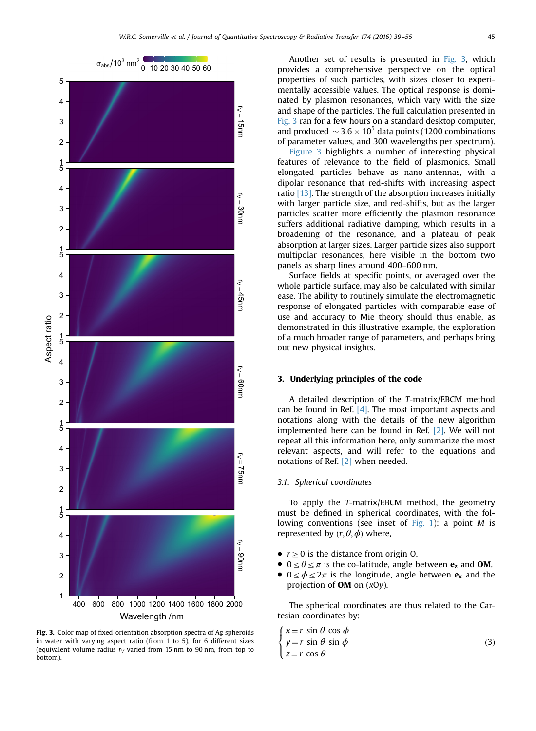Fig. 3. Color map of fixed-orientation absorption spectra of Ag spheroids in water with varying aspect ratio (from 1 to 5), for 6 different sizes (equivalent-volume radius $r_V$ varied from 15 nm to 90 nm, from top to bottom).

Another set of results is presented in Fig. 3, which provides a comprehensive perspective on the optical properties of such particles, with sizes closer to experimentally accessible values. The optical response is dominated by plasmon resonances, which vary with the size and shape of the particles. The full calculation presented in Fig. 3 ran for a few hours on a standard desktop computer, and produced $\sim 3.6 \times 10^5$ data points (1200 combinations of parameter values, and 300 wavelengths per spectrum).

Figure 3 highlights a number of interesting physical features of relevance to the field of plasmonics. Small elongated particles behave as nano-antennas, with a dipolar resonance that red-shifts with increasing aspect ratio [13]. The strength of the absorption increases initially with larger particle size, and red-shifts, but as the larger particles scatter more efficiently the plasmon resonance suffers additional radiative damping, which results in a broadening of the resonance, and a plateau of peak absorption at larger sizes. Larger particle sizes also support multipolar resonances, here visible in the bottom two panels as sharp lines around 400–600 nm.

Surface fields at specific points, or averaged over the whole particle surface, may also be calculated with similar ease. The ability to routinely simulate the electromagnetic response of elongated particles with comparable ease of use and accuracy to Mie theory should thus enable, as demonstrated in this illustrative example, the exploration of a much broader range of parameters, and perhaps bring out new physical insights.

## 3. Underlying principles of the code

A detailed description of the *T*-matrix/EBCM method can be found in Ref. [4]. The most important aspects and notations along with the details of the new algorithm implemented here can be found in Ref. [2]. We will not repeat all this information here, only summarize the most relevant aspects, and will refer to the equations and notations of Ref. [2] when needed.

### 3.1. Spherical coordinates

To apply the *T*-matrix/EBCM method, the geometry must be defined in spherical coordinates, with the following conventions (see inset of Fig. 1): a point $M$ is represented by $(r, \theta, \phi)$ where,

- $r \geq 0$ is the distance from origin O.
- $0 \leq \theta \leq \pi$ is the co-latitude, angle between $\mathbf{e_z}$ and $\mathbf{OM}$.
- $0 \leq \phi \leq 2\pi$ is the longitude, angle between $\mathbf{e_x}$ and the projection of $\mathbf{OM}$ on $(xOy)$.

The spherical coordinates are thus related to the Cartesian coordinates by:

$$\begin{cases} x = r \sin\theta \cos\phi \\ y = r \sin\theta \sin\phi \\ z = r \cos\theta \end{cases} \tag{3}$$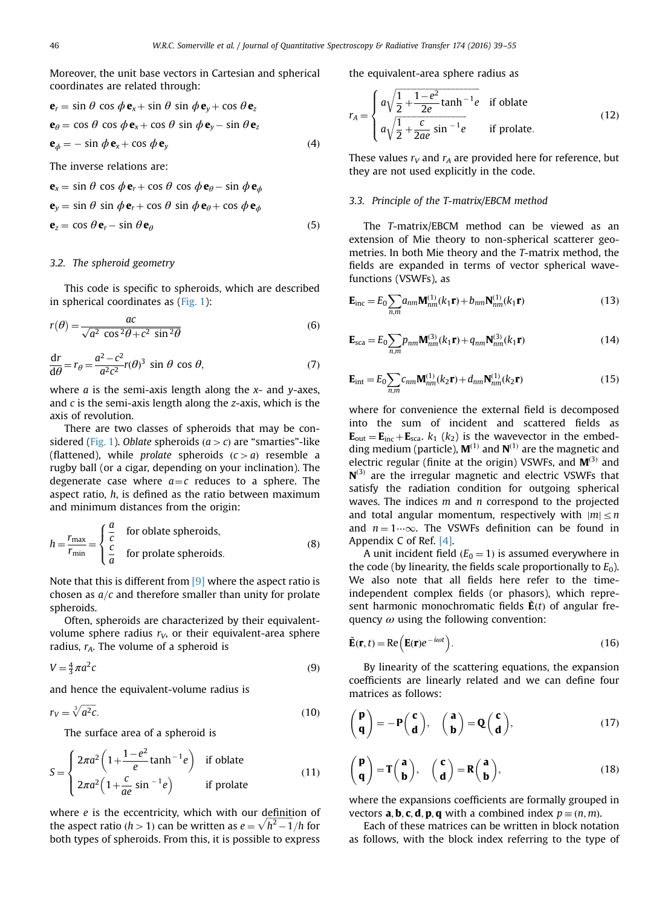Moreover, the unit base vectors in Cartesian and spherical coordinates are related through:

$$\mathbf{e}_r = \sin\theta\cos\phi\,\mathbf{e}_x + \sin\theta\sin\phi\,\mathbf{e}_y + \cos\theta\,\mathbf{e}_z$$
$$\mathbf{e}_\theta = \cos\theta\cos\phi\,\mathbf{e}_x + \cos\theta\sin\phi\,\mathbf{e}_y - \sin\theta\,\mathbf{e}_z$$
$$\mathbf{e}_\phi = -\sin\phi\,\mathbf{e}_x + \cos\phi\,\mathbf{e}_y \tag{4}$$

The inverse relations are:

$$\mathbf{e}_x = \sin\theta\cos\phi\,\mathbf{e}_r + \cos\theta\cos\phi\,\mathbf{e}_\theta - \sin\phi\,\mathbf{e}_\phi$$
$$\mathbf{e}_y = \sin\theta\sin\phi\,\mathbf{e}_r + \cos\theta\sin\phi\,\mathbf{e}_\theta + \cos\phi\,\mathbf{e}_\phi$$
$$\mathbf{e}_z = \cos\theta\,\mathbf{e}_r - \sin\theta\,\mathbf{e}_\theta \tag{5}$$

### 3.2. The spheroid geometry

This code is specific to spheroids, which are described in spherical coordinates as (Fig. 1):

$$r(\theta) = \frac{ac}{\sqrt{a^2\cos^2\theta + c^2\sin^2\theta}} \tag{6}$$

$$\frac{\mathrm{d}r}{\mathrm{d}\theta} = r_\theta = \frac{a^2 - c^2}{a^2c^2}r(\theta)^3\sin\theta\cos\theta, \tag{7}$$

where $a$ is the semi-axis length along the $x$- and $y$-axes, and $c$ is the semi-axis length along the $z$-axis, which is the axis of revolution.

There are two classes of spheroids that may be considered (Fig. 1). *Oblate* spheroids ($a > c$) are "smarties"-like (flattened), while *prolate* spheroids ($c > a$) resemble a rugby ball (or a cigar, depending on your inclination). The degenerate case where $a = c$ reduces to a sphere. The aspect ratio, $h$, is defined as the ratio between maximum and minimum distances from the origin:

$$h = \frac{r_{\max}}{r_{\min}} = \begin{cases} \dfrac{a}{c} & \text{for oblate spheroids,} \\ \dfrac{c}{a} & \text{for prolate spheroids.} \end{cases} \tag{8}$$

Note that this is different from [9] where the aspect ratio is chosen as $a/c$ and therefore smaller than unity for prolate spheroids.

Often, spheroids are characterized by their equivalent-volume sphere radius $r_V$, or their equivalent-area sphere radius, $r_A$. The volume of a spheroid is

$$V = \tfrac{4}{3}\pi a^2 c \tag{9}$$

and hence the equivalent-volume radius is

$$r_V = \sqrt[3]{a^2 c}. \tag{10}$$

The surface area of a spheroid is

$$S = \begin{cases} 2\pi a^2\left(1 + \dfrac{1-e^2}{e}\tanh^{-1}e\right) & \text{if oblate} \\ 2\pi a^2\left(1 + \dfrac{c}{ae}\sin^{-1}e\right) & \text{if prolate} \end{cases} \tag{11}$$

where $e$ is the eccentricity, which with our definition of the aspect ratio ($h > 1$) can be written as $e = \sqrt{h^2 - 1}/h$ for both types of spheroids. From this, it is possible to express the equivalent-area sphere radius as

$$r_A = \begin{cases} a\sqrt{\dfrac{1}{2} + \dfrac{1-e^2}{2e}\tanh^{-1}e} & \text{if oblate} \\ a\sqrt{\dfrac{1}{2} + \dfrac{c}{2ae}\sin^{-1}e} & \text{if prolate.} \end{cases} \tag{12}$$

These values $r_V$ and $r_A$ are provided here for reference, but they are not used explicitly in the code.

### 3.3. Principle of the T-matrix/EBCM method

The *T*-matrix/EBCM method can be viewed as an extension of Mie theory to non-spherical scatterer geometries. In both Mie theory and the *T*-matrix method, the fields are expanded in terms of vector spherical wavefunctions (VSWFs), as

$$\mathbf{E}_{\text{inc}} = E_0\sum_{n,m} a_{nm}\mathbf{M}^{(1)}_{nm}(k_1\mathbf{r}) + b_{nm}\mathbf{N}^{(1)}_{nm}(k_1\mathbf{r}) \tag{13}$$

$$\mathbf{E}_{\text{sca}} = E_0\sum_{n,m} p_{nm}\mathbf{M}^{(3)}_{nm}(k_1\mathbf{r}) + q_{nm}\mathbf{N}^{(3)}_{nm}(k_1\mathbf{r}) \tag{14}$$

$$\mathbf{E}_{\text{int}} = E_0\sum_{n,m} c_{nm}\mathbf{M}^{(1)}_{nm}(k_2\mathbf{r}) + d_{nm}\mathbf{N}^{(1)}_{nm}(k_2\mathbf{r}) \tag{15}$$

where for convenience the external field is decomposed into the sum of incident and scattered fields as $\mathbf{E}_{\text{out}} = \mathbf{E}_{\text{inc}} + \mathbf{E}_{\text{sca}}$. $k_1$ ($k_2$) is the wavevector in the embedding medium (particle), $\mathbf{M}^{(1)}$ and $\mathbf{N}^{(1)}$ are the magnetic and electric regular (finite at the origin) VSWFs, and $\mathbf{M}^{(3)}$ and $\mathbf{N}^{(3)}$ are the irregular magnetic and electric VSWFs that satisfy the radiation condition for outgoing spherical waves. The indices $m$ and $n$ correspond to the projected and total angular momentum, respectively with $|m| \le n$ and $n = 1\cdots\infty$. The VSWFs definition can be found in Appendix C of Ref. [4].

A unit incident field ($E_0 = 1$) is assumed everywhere in the code (by linearity, the fields scale proportionally to $E_0$). We also note that all fields here refer to the time-independent complex fields (or phasors), which represent harmonic monochromatic fields $\tilde{\mathbf{E}}(t)$ of angular frequency $\omega$ using the following convention:

$$\tilde{\mathbf{E}}(\mathbf{r}, t) = \mathrm{Re}\left(\mathbf{E}(\mathbf{r})e^{-i\omega t}\right). \tag{16}$$

By linearity of the scattering equations, the expansion coefficients are linearly related and we can define four matrices as follows:

$$\begin{pmatrix}\mathbf{p}\\ \mathbf{q}\end{pmatrix} = -\mathbf{P}\begin{pmatrix}\mathbf{c}\\ \mathbf{d}\end{pmatrix}, \quad \begin{pmatrix}\mathbf{a}\\ \mathbf{b}\end{pmatrix} = \mathbf{Q}\begin{pmatrix}\mathbf{c}\\ \mathbf{d}\end{pmatrix}, \tag{17}$$

$$\begin{pmatrix}\mathbf{p}\\ \mathbf{q}\end{pmatrix} = \mathbf{T}\begin{pmatrix}\mathbf{a}\\ \mathbf{b}\end{pmatrix}, \quad \begin{pmatrix}\mathbf{c}\\ \mathbf{d}\end{pmatrix} = \mathbf{R}\begin{pmatrix}\mathbf{a}\\ \mathbf{b}\end{pmatrix}, \tag{18}$$

where the expansions coefficients are formally grouped in vectors $\mathbf{a}, \mathbf{b}, \mathbf{c}, \mathbf{d}, \mathbf{p}, \mathbf{q}$ with a combined index $p \equiv (n, m)$.

Each of these matrices can be written in block notation as follows, with the block index referring to the type of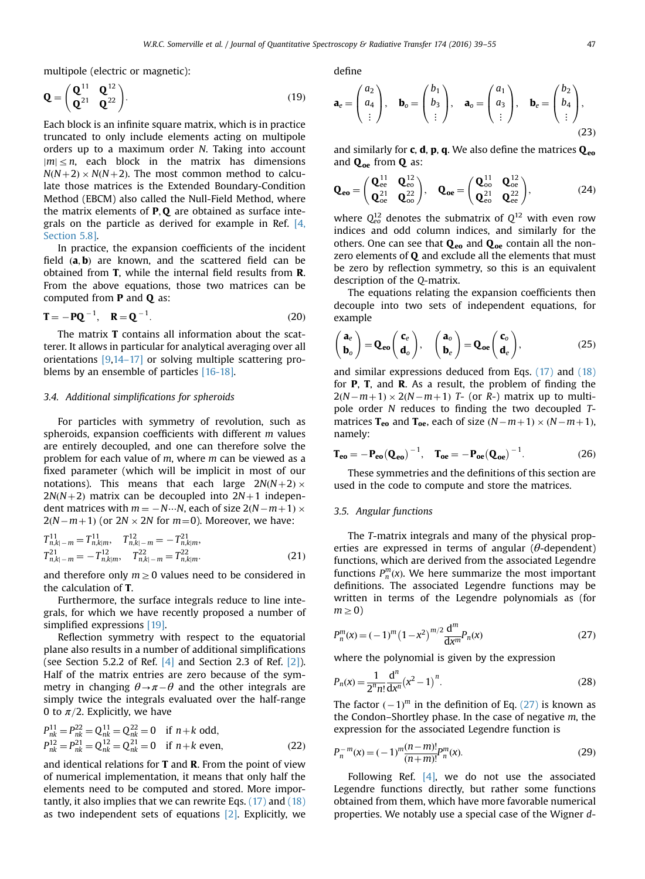multipole (electric or magnetic):

$$\mathbf{Q} = \begin{pmatrix} \mathbf{Q}^{11} & \mathbf{Q}^{12} \\ \mathbf{Q}^{21} & \mathbf{Q}^{22} \end{pmatrix}. \tag{19}$$

Each block is an infinite square matrix, which is in practice truncated to only include elements acting on multipole orders up to a maximum order $N$. Taking into account $|m| \le n$, each block in the matrix has dimensions $N(N+2) \times N(N+2)$. The most common method to calculate those matrices is the Extended Boundary-Condition Method (EBCM) also called the Null-Field Method, where the matrix elements of $\mathbf{P}, \mathbf{Q}$ are obtained as surface integrals on the particle as derived for example in Ref. [4, Section 5.8].

In practice, the expansion coefficients of the incident field $(\mathbf{a}, \mathbf{b})$ are known, and the scattered field can be obtained from $\mathbf{T}$, while the internal field results from $\mathbf{R}$. From the above equations, those two matrices can be computed from $\mathbf{P}$ and $\mathbf{Q}$ as:

$$\mathbf{T} = -\mathbf{P}\mathbf{Q}^{-1}, \quad \mathbf{R} = \mathbf{Q}^{-1}. \tag{20}$$

The matrix $\mathbf{T}$ contains all information about the scatterer. It allows in particular for analytical averaging over all orientations [9,14–17] or solving multiple scattering problems by an ensemble of particles [16-18].

### 3.4. Additional simplifications for spheroids

For particles with symmetry of revolution, such as spheroids, expansion coefficients with different $m$ values are entirely decoupled, and one can therefore solve the problem for each value of $m$, where $m$ can be viewed as a fixed parameter (which will be implicit in most of our notations). This means that each large $2N(N+2) \times 2N(N+2)$ matrix can be decoupled into $2N+1$ independent matrices with $m = -N \cdots N$, each of size $2(N-m+1) \times 2(N-m+1)$ (or $2N \times 2N$ for $m=0$). Moreover, we have:

$$\begin{aligned} T^{11}_{n,k|-m} &= T^{11}_{n,k|m}, \quad T^{12}_{n,k|-m} = -T^{21}_{n,k|m}, \\ T^{21}_{n,k|-m} &= -T^{12}_{n,k|m}, \quad T^{22}_{n,k|-m} = T^{22}_{n,k|m}. \end{aligned} \tag{21}$$

and therefore only $m \ge 0$ values need to be considered in the calculation of $\mathbf{T}$.

Furthermore, the surface integrals reduce to line integrals, for which we have recently proposed a number of simplified expressions [19].

Reflection symmetry with respect to the equatorial plane also results in a number of additional simplifications (see Section 5.2.2 of Ref. [4] and Section 2.3 of Ref. [2]). Half of the matrix entries are zero because of the symmetry in changing $\theta \to \pi - \theta$ and the other integrals are simply twice the integrals evaluated over the half-range 0 to $\pi/2$. Explicitly, we have

$$\begin{aligned} P^{11}_{nk} &= P^{22}_{nk} = Q^{11}_{nk} = Q^{22}_{nk} = 0 \quad \text{if } n+k \text{ odd}, \\ P^{12}_{nk} &= P^{21}_{nk} = Q^{12}_{nk} = Q^{21}_{nk} = 0 \quad \text{if } n+k \text{ even}, \end{aligned} \tag{22}$$

and identical relations for $\mathbf{T}$ and $\mathbf{R}$. From the point of view of numerical implementation, it means that only half the elements need to be computed and stored. More importantly, it also implies that we can rewrite Eqs. (17) and (18) as two independent sets of equations [2]. Explicitly, we define

$$\mathbf{a}_e = \begin{pmatrix} a_2 \\ a_4 \\ \vdots \end{pmatrix}, \quad \mathbf{b}_o = \begin{pmatrix} b_1 \\ b_3 \\ \vdots \end{pmatrix}, \quad \mathbf{a}_o = \begin{pmatrix} a_1 \\ a_3 \\ \vdots \end{pmatrix}, \quad \mathbf{b}_e = \begin{pmatrix} b_2 \\ b_4 \\ \vdots \end{pmatrix}, \tag{23}$$

and similarly for $\mathbf{c}, \mathbf{d}, \mathbf{p}, \mathbf{q}$. We also define the matrices $\mathbf{Q_{eo}}$ and $\mathbf{Q_{oe}}$ from $\mathbf{Q}$ as:

$$\mathbf{Q_{eo}} = \begin{pmatrix} \mathbf{Q}^{11}_{ee} & \mathbf{Q}^{12}_{eo} \\ \mathbf{Q}^{21}_{oe} & \mathbf{Q}^{22}_{oo} \end{pmatrix}, \quad \mathbf{Q_{oe}} = \begin{pmatrix} \mathbf{Q}^{11}_{oo} & \mathbf{Q}^{12}_{oe} \\ \mathbf{Q}^{21}_{eo} & \mathbf{Q}^{22}_{ee} \end{pmatrix}, \tag{24}$$

where $Q^{12}_{eo}$ denotes the submatrix of $Q^{12}$ with even row indices and odd column indices, and similarly for the others. One can see that $\mathbf{Q_{eo}}$ and $\mathbf{Q_{oe}}$ contain all the non-zero elements of $\mathbf{Q}$ and exclude all the elements that must be zero by reflection symmetry, so this is an equivalent description of the $Q$-matrix.

The equations relating the expansion coefficients then decouple into two sets of independent equations, for example

$$\begin{pmatrix} \mathbf{a}_e \\ \mathbf{b}_o \end{pmatrix} = \mathbf{Q_{eo}} \begin{pmatrix} \mathbf{c}_e \\ \mathbf{d}_o \end{pmatrix}, \quad \begin{pmatrix} \mathbf{a}_o \\ \mathbf{b}_e \end{pmatrix} = \mathbf{Q_{oe}} \begin{pmatrix} \mathbf{c}_o \\ \mathbf{d}_e \end{pmatrix}, \tag{25}$$

and similar expressions deduced from Eqs. (17) and (18) for $\mathbf{P}$, $\mathbf{T}$, and $\mathbf{R}$. As a result, the problem of finding the $2(N-m+1) \times 2(N-m+1)$ $T$- (or $R$-) matrix up to multipole order $N$ reduces to finding the two decoupled $T$-matrices $\mathbf{T_{eo}}$ and $\mathbf{T_{oe}}$, each of size $(N-m+1) \times (N-m+1)$, namely:

$$\mathbf{T_{eo}} = -\mathbf{P_{eo}}(\mathbf{Q_{eo}})^{-1}, \quad \mathbf{T_{oe}} = -\mathbf{P_{oe}}(\mathbf{Q_{oe}})^{-1}. \tag{26}$$

These symmetries and the definitions of this section are used in the code to compute and store the matrices.

### 3.5. Angular functions

The $T$-matrix integrals and many of the physical properties are expressed in terms of angular ($\theta$-dependent) functions, which are derived from the associated Legendre functions $P^m_n(x)$. We here summarize the most important definitions. The associated Legendre functions may be written in terms of the Legendre polynomials as (for $m \ge 0$)

$$P^m_n(x) = (-1)^m \left(1-x^2\right)^{m/2} \frac{\mathrm{d}^m}{\mathrm{d}x^m} P_n(x) \tag{27}$$

where the polynomial is given by the expression

$$P_n(x) = \frac{1}{2^n n!} \frac{\mathrm{d}^n}{\mathrm{d}x^n} \left(x^2-1\right)^n. \tag{28}$$

The factor $(-1)^m$ in the definition of Eq. (27) is known as the Condon–Shortley phase. In the case of negative $m$, the expression for the associated Legendre function is

$$P^{-m}_n(x) = (-1)^m \frac{(n-m)!}{(n+m)!} P^m_n(x). \tag{29}$$

Following Ref. [4], we do not use the associated Legendre functions directly, but rather some functions obtained from them, which have more favorable numerical properties. We notably use a special case of the Wigner $d$-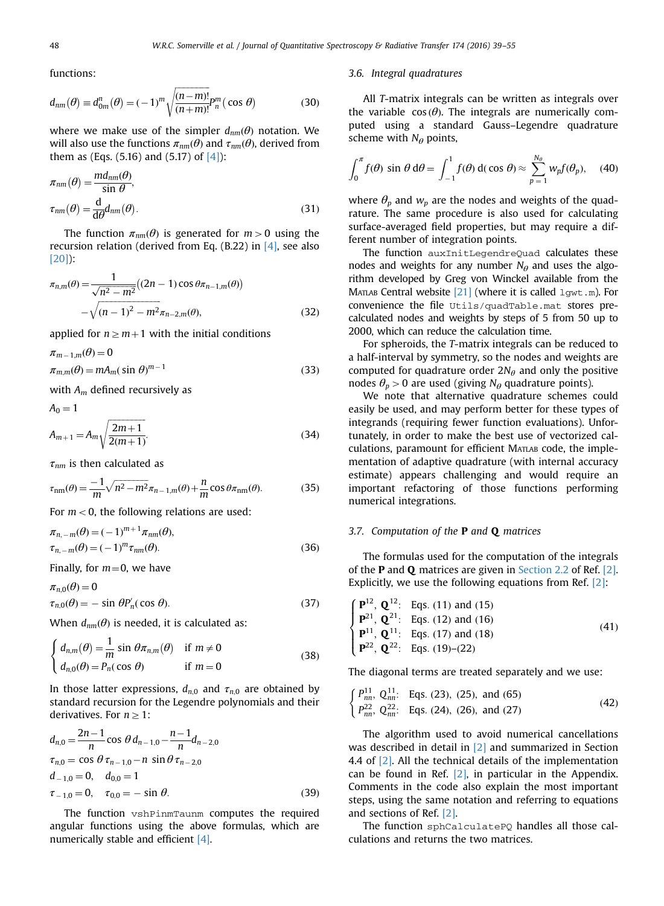functions:

$$d_{nm}(\theta) \equiv d^n_{0m}(\theta) = (-1)^m \sqrt{\frac{(n-m)!}{(n+m)!}} P^m_n(\cos\theta) \tag{30}$$

where we make use of the simpler $d_{nm}(\theta)$ notation. We will also use the functions $\pi_{nm}(\theta)$ and $\tau_{nm}(\theta)$, derived from them as (Eqs. (5.16) and (5.17) of [4]):

$$\pi_{nm}(\theta) = \frac{m d_{nm}(\theta)}{\sin\theta},$$
$$\tau_{nm}(\theta) = \frac{\mathrm{d}}{\mathrm{d}\theta} d_{nm}(\theta). \tag{31}$$

The function $\pi_{nm}(\theta)$ is generated for $m>0$ using the recursion relation (derived from Eq. (B.22) in [4], see also [20]):

$$\pi_{n,m}(\theta) = \frac{1}{\sqrt{n^2-m^2}}\left((2n-1)\cos\theta\,\pi_{n-1,m}(\theta)\right) - \sqrt{(n-1)^2-m^2}\,\pi_{n-2,m}(\theta), \tag{32}$$

applied for $n \geq m+1$ with the initial conditions

$$\pi_{m-1,m}(\theta) = 0$$
$$\pi_{m,m}(\theta) = m A_m (\sin\theta)^{m-1} \tag{33}$$

with $A_m$ defined recursively as

$$A_0 = 1$$
$$A_{m+1} = A_m \sqrt{\frac{2m+1}{2(m+1)}}. \tag{34}$$

$\tau_{nm}$ is then calculated as

$$\tau_{nm}(\theta) = \frac{-1}{m}\sqrt{n^2-m^2}\,\pi_{n-1,m}(\theta) + \frac{n}{m}\cos\theta\,\pi_{nm}(\theta). \tag{35}$$

For $m<0$, the following relations are used:

$$\pi_{n,-m}(\theta) = (-1)^{m+1}\pi_{nm}(\theta),$$
$$\tau_{n,-m}(\theta) = (-1)^m \tau_{nm}(\theta). \tag{36}$$

Finally, for $m=0$, we have

$$\pi_{n,0}(\theta) = 0$$
$$\tau_{n,0}(\theta) = -\sin\theta P'_n(\cos\theta). \tag{37}$$

When $d_{nm}(\theta)$ is needed, it is calculated as:

$$\begin{cases} d_{n,m}(\theta) = \dfrac{1}{m}\sin\theta\,\pi_{n,m}(\theta) & \text{if } m \neq 0 \\ d_{n,0}(\theta) = P_n(\cos\theta) & \text{if } m = 0 \end{cases} \tag{38}$$

In those latter expressions, $d_{n,0}$ and $\tau_{n,0}$ are obtained by standard recursion for the Legendre polynomials and their derivatives. For $n \geq 1$:

$$d_{n,0} = \frac{2n-1}{n}\cos\theta\, d_{n-1,0} - \frac{n-1}{n} d_{n-2,0}$$
$$\tau_{n,0} = \cos\theta\,\tau_{n-1,0} - n\sin\theta\,\tau_{n-2,0}$$
$$d_{-1,0} = 0, \quad d_{0,0} = 1$$
$$\tau_{-1,0} = 0, \quad \tau_{0,0} = -\sin\theta. \tag{39}$$

The function `vshPinmTaunm` computes the required angular functions using the above formulas, which are numerically stable and efficient [4].

### 3.6. Integral quadratures

All *T*-matrix integrals can be written as integrals over the variable $\cos(\theta)$. The integrals are numerically computed using a standard Gauss–Legendre quadrature scheme with $N_\theta$ points,

$$\int_0^\pi f(\theta)\sin\theta\,\mathrm{d}\theta = \int_{-1}^{1} f(\theta)\,\mathrm{d}(\cos\theta) \approx \sum_{p=1}^{N_\theta} w_p f(\theta_p), \tag{40}$$

where $\theta_p$ and $w_p$ are the nodes and weights of the quadrature. The same procedure is also used for calculating surface-averaged field properties, but may require a different number of integration points.

The function `auxInitLegendreQuad` calculates these nodes and weights for any number $N_\theta$ and uses the algorithm developed by Greg von Winckel available from the Matlab Central website [21] (where it is called `lgwt.m`). For convenience the file `Utils/quadTable.mat` stores pre-calculated nodes and weights by steps of 5 from 50 up to 2000, which can reduce the calculation time.

For spheroids, the *T*-matrix integrals can be reduced to a half-interval by symmetry, so the nodes and weights are computed for quadrature order $2N_\theta$ and only the positive nodes $\theta_p > 0$ are used (giving $N_\theta$ quadrature points).

We note that alternative quadrature schemes could easily be used, and may perform better for these types of integrands (requiring fewer function evaluations). Unfortunately, in order to make the best use of vectorized calculations, paramount for efficient Matlab code, the implementation of adaptive quadrature (with internal accuracy estimate) appears challenging and would require an important refactoring of those functions performing numerical integrations.

### 3.7. Computation of the P and Q matrices

The formulas used for the computation of the integrals of the **P** and **Q** matrices are given in Section 2.2 of Ref. [2]. Explicitly, we use the following equations from Ref. [2]:

$$\begin{cases} \mathbf{P}^{12},\ \mathbf{Q}^{12}: & \text{Eqs. (11) and (15)} \\ \mathbf{P}^{21},\ \mathbf{Q}^{21}: & \text{Eqs. (12) and (16)} \\ \mathbf{P}^{11},\ \mathbf{Q}^{11}: & \text{Eqs. (17) and (18)} \\ \mathbf{P}^{22},\ \mathbf{Q}^{22}: & \text{Eqs. (19)–(22)} \end{cases} \tag{41}$$

The diagonal terms are treated separately and we use:

$$\begin{cases} P^{11}_{nn},\ Q^{11}_{nn}: & \text{Eqs. (23), (25), and (65)} \\ P^{22}_{nn},\ Q^{22}_{nn}: & \text{Eqs. (24), (26), and (27)} \end{cases} \tag{42}$$

The algorithm used to avoid numerical cancellations was described in detail in [2] and summarized in Section 4.4 of [2]. All the technical details of the implementation can be found in Ref. [2], in particular in the Appendix. Comments in the code also explain the most important steps, using the same notation and referring to equations and sections of Ref. [2].

The function `sphCalculatePQ` handles all those calculations and returns the two matrices.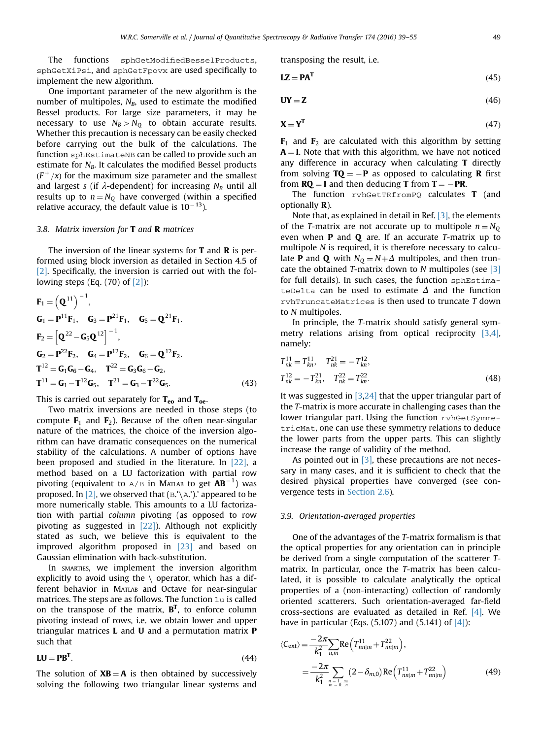The functions `sphGetModifiedBesselProducts`, `sphGetXiPsi`, and `sphGetFpovx` are used specifically to implement the new algorithm.

One important parameter of the new algorithm is the number of multipoles, $N_B$, used to estimate the modified Bessel products. For large size parameters, it may be necessary to use $N_B > N_Q$ to obtain accurate results. Whether this precaution is necessary can be easily checked before carrying out the bulk of the calculations. The function `sphEstimateNB` can be called to provide such an estimate for $N_B$. It calculates the modified Bessel products ($F^+/x$) for the maximum size parameter and the smallest and largest $s$ (if $\lambda$-dependent) for increasing $N_B$ until all results up to $n = N_Q$ have converged (within a specified relative accuracy, the default value is $10^{-13}$).

### 3.8. Matrix inversion for T and R matrices

The inversion of the linear systems for **T** and **R** is performed using block inversion as detailed in Section 4.5 of [2]. Specifically, the inversion is carried out with the following steps (Eq. (70) of [2]):

$$
\begin{aligned}
&\mathbf{F}_1 = \left(\mathbf{Q}^{11}\right)^{-1},\\
&\mathbf{G}_1 = \mathbf{P}^{11}\mathbf{F}_1, \quad \mathbf{G}_3 = \mathbf{P}^{21}\mathbf{F}_1, \quad \mathbf{G}_5 = \mathbf{Q}^{21}\mathbf{F}_1.\\
&\mathbf{F}_2 = \left[\mathbf{Q}^{22} - \mathbf{G}_5\mathbf{Q}^{12}\right]^{-1},\\
&\mathbf{G}_2 = \mathbf{P}^{22}\mathbf{F}_2, \quad \mathbf{G}_4 = \mathbf{P}^{12}\mathbf{F}_2, \quad \mathbf{G}_6 = \mathbf{Q}^{12}\mathbf{F}_2.\\
&\mathbf{T}^{12} = \mathbf{G}_1\mathbf{G}_6 - \mathbf{G}_4, \quad \mathbf{T}^{22} = \mathbf{G}_3\mathbf{G}_6 - \mathbf{G}_2,\\
&\mathbf{T}^{11} = \mathbf{G}_1 - \mathbf{T}^{12}\mathbf{G}_5, \quad \mathbf{T}^{21} = \mathbf{G}_3 - \mathbf{T}^{22}\mathbf{G}_5.
\end{aligned}
\tag{43}
$$

This is carried out separately for $\mathbf{T_{eo}}$ and $\mathbf{T_{oe}}$.

Two matrix inversions are needed in those steps (to compute $\mathbf{F}_1$ and $\mathbf{F}_2$). Because of the often near-singular nature of the matrices, the choice of the inversion algorithm can have dramatic consequences on the numerical stability of the calculations. A number of options have been proposed and studied in the literature. In [22], a method based on a LU factorization with partial row pivoting (equivalent to `A/B` in Matlab to get $\mathbf{AB}^{-1}$) was proposed. In [2], we observed that `(B.'\A.').'` appeared to be more numerically stable. This amounts to a LU factorization with partial *column* pivoting (as opposed to row pivoting as suggested in [22]). Although not explicitly stated as such, we believe this is equivalent to the improved algorithm proposed in [23] and based on Gaussian elimination with back-substitution.

In SMARTIES, we implement the inversion algorithm explicitly to avoid using the `\` operator, which has a different behavior in Matlab and Octave for near-singular matrices. The steps are as follows. The function `lu` is called on the transpose of the matrix, $\mathbf{B^T}$, to enforce column pivoting instead of rows, i.e. we obtain lower and upper triangular matrices **L** and **U** and a permutation matrix **P** such that

$$
\mathbf{LU} = \mathbf{PB^T}. \tag{44}
$$

The solution of $\mathbf{XB} = \mathbf{A}$ is then obtained by successively solving the following two triangular linear systems and transposing the result, i.e.

$$
\mathbf{LZ} = \mathbf{PA^T} \tag{45}
$$

$$
\mathbf{UY} = \mathbf{Z} \tag{46}
$$

$$
\mathbf{X} = \mathbf{Y^T} \tag{47}
$$

$\mathbf{F}_1$ and $\mathbf{F}_2$ are calculated with this algorithm by setting $\mathbf{A} = \mathbf{I}$. Note that with this algorithm, we have not noticed any difference in accuracy when calculating **T** directly from solving $\mathbf{TQ} = -\mathbf{P}$ as opposed to calculating **R** first from $\mathbf{RQ} = \mathbf{I}$ and then deducing **T** from $\mathbf{T} = -\mathbf{PR}$.

The function `rvhGetTRfromPQ` calculates **T** (and optionally **R**).

Note that, as explained in detail in Ref. [3], the elements of the *T*-matrix are not accurate up to multipole $n = N_Q$ even when **P** and **Q** are. If an accurate *T*-matrix up to multipole $N$ is required, it is therefore necessary to calculate **P** and **Q** with $N_Q = N + \Delta$ multipoles, and then truncate the obtained *T*-matrix down to $N$ multipoles (see [3] for full details). In such cases, the function `sphEstimateDelta` can be used to estimate $\Delta$ and the function `rvhTruncateMatrices` is then used to truncate $T$ down to $N$ multipoles.

In principle, the *T*-matrix should satisfy general symmetry relations arising from optical reciprocity [3,4], namely:

$$
\begin{aligned}
&T^{11}_{nk} = T^{11}_{kn}, \quad T^{21}_{nk} = -T^{12}_{kn},\\
&T^{12}_{nk} = -T^{21}_{kn}, \quad T^{22}_{nk} = T^{22}_{kn}.
\end{aligned}
\tag{48}
$$

It was suggested in [3,24] that the upper triangular part of the *T*-matrix is more accurate in challenging cases than the lower triangular part. Using the function `rvhGetSymmetricMat`, one can use these symmetry relations to deduce the lower parts from the upper parts. This can slightly increase the range of validity of the method.

As pointed out in [3], these precautions are not necessary in many cases, and it is sufficient to check that the desired physical properties have converged (see convergence tests in Section 2.6).

### 3.9. Orientation-averaged properties

One of the advantages of the *T*-matrix formalism is that the optical properties for any orientation can in principle be derived from a single computation of the scatterer *T*-matrix. In particular, once the *T*-matrix has been calculated, it is possible to calculate analytically the optical properties of a (non-interacting) collection of randomly oriented scatterers. Such orientation-averaged far-field cross-sections are evaluated as detailed in Ref. [4]. We have in particular (Eqs. (5.107) and (5.141) of [4]):

$$
\begin{aligned}
\langle C_{\text{ext}} \rangle &= \frac{-2\pi}{k_1^2}\sum_{n,m}\text{Re}\left(T^{11}_{nn|m} + T^{22}_{nn|m}\right),\\
&= \frac{-2\pi}{k_1^2}\sum_{\substack{n=1\ldots\infty\\ m=0\ldots n}}\left(2 - \delta_{m,0}\right)\text{Re}\left(T^{11}_{nn|m} + T^{22}_{nn|m}\right)
\end{aligned}
\tag{49}
$$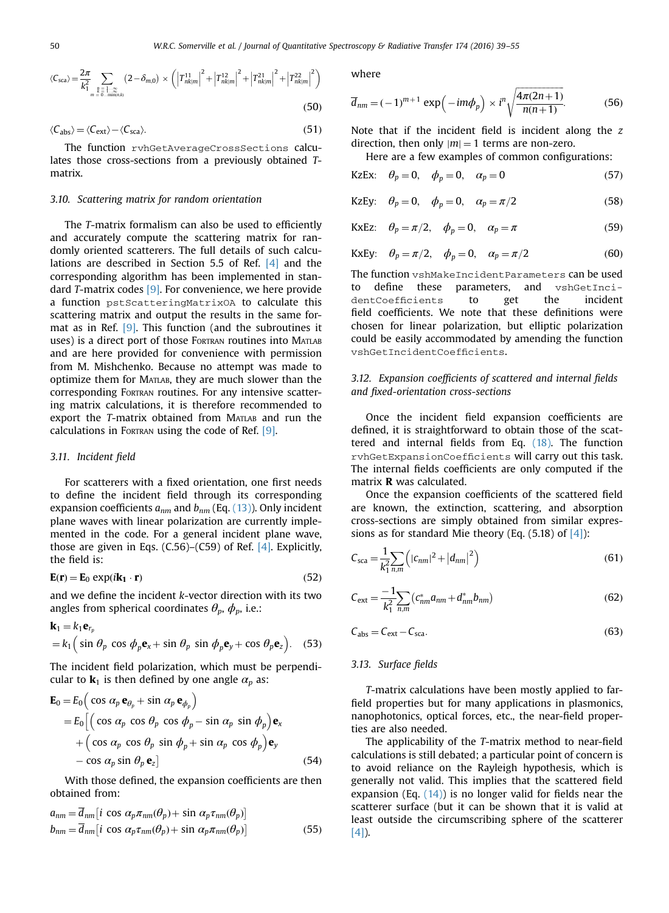$$\langle C_{\text{sca}}\rangle = \frac{2\pi}{k_1^2} \sum_{\substack{n=1\ldots\infty \\ k=1\ldots\infty \\ m=0\ldots\min(n,k)}} (2-\delta_{m,0}) \times \left( \left|T^{11}_{nk|m}\right|^2 + \left|T^{12}_{nk|m}\right|^2 + \left|T^{21}_{nk|m}\right|^2 + \left|T^{22}_{nk|m}\right|^2 \right) \tag{50}$$

$$\langle C_{\text{abs}}\rangle = \langle C_{\text{ext}}\rangle - \langle C_{\text{sca}}\rangle. \tag{51}$$

The function `rvhGetAverageCrossSections` calculates those cross-sections from a previously obtained $T$-matrix.

### 3.10. Scattering matrix for random orientation

The $T$-matrix formalism can also be used to efficiently and accurately compute the scattering matrix for randomly oriented scatterers. The full details of such calculations are described in Section 5.5 of Ref. [4] and the corresponding algorithm has been implemented in standard $T$-matrix codes [9]. For convenience, we here provide a function `pstScatteringMatrixOA` to calculate this scattering matrix and output the results in the same format as in Ref. [9]. This function (and the subroutines it uses) is a direct port of those Fortran routines into Matlab and are here provided for convenience with permission from M. Mishchenko. Because no attempt was made to optimize them for Matlab, they are much slower than the corresponding Fortran routines. For any intensive scattering matrix calculations, it is therefore recommended to export the $T$-matrix obtained from Matlab and run the calculations in Fortran using the code of Ref. [9].

### 3.11. Incident field

For scatterers with a fixed orientation, one first needs to define the incident field through its corresponding expansion coefficients $a_{nm}$ and $b_{nm}$ (Eq. (13)). Only incident plane waves with linear polarization are currently implemented in the code. For a general incident plane wave, those are given in Eqs. (C.56)–(C59) of Ref. [4]. Explicitly, the field is:

$$\mathbf{E}(\mathbf{r}) = \mathbf{E}_0 \exp(i\mathbf{k}_1 \cdot \mathbf{r}) \tag{52}$$

and we define the incident $k$-vector direction with its two angles from spherical coordinates $\theta_p$, $\phi_p$, i.e.:

$$\begin{aligned}\mathbf{k}_1 &= k_1 \mathbf{e}_{r_p} \\ &= k_1 \left( \sin\theta_p \cos\phi_p \mathbf{e}_x + \sin\theta_p \sin\phi_p \mathbf{e}_y + \cos\theta_p \mathbf{e}_z \right).\end{aligned} \tag{53}$$

The incident field polarization, which must be perpendicular to $\mathbf{k}_1$ is then defined by one angle $\alpha_p$ as:

$$\begin{aligned}\mathbf{E}_0 &= E_0 \left( \cos\alpha_p \, \mathbf{e}_{\theta_p} + \sin\alpha_p \, \mathbf{e}_{\phi_p} \right) \\ &= E_0 \Big[ \left( \cos\alpha_p \cos\theta_p \cos\phi_p - \sin\alpha_p \sin\phi_p \right) \mathbf{e}_x \\ &\quad + \left( \cos\alpha_p \cos\theta_p \sin\phi_p + \sin\alpha_p \cos\phi_p \right) \mathbf{e}_y \\ &\quad - \cos\alpha_p \sin\theta_p \, \mathbf{e}_z \Big]\end{aligned} \tag{54}$$

With those defined, the expansion coefficients are then obtained from:

$$\begin{aligned}a_{nm} &= \overline{d}_{nm} \left[ i \cos\alpha_p \pi_{nm}(\theta_p) + \sin\alpha_p \tau_{nm}(\theta_p) \right] \\ b_{nm} &= \overline{d}_{nm} \left[ i \cos\alpha_p \tau_{nm}(\theta_p) + \sin\alpha_p \pi_{nm}(\theta_p) \right]\end{aligned} \tag{55}$$

where

$$\overline{d}_{nm} = (-1)^{m+1} \exp\left(-im\phi_p\right) \times i^n \sqrt{\frac{4\pi(2n+1)}{n(n+1)}}. \tag{56}$$

Note that if the incident field is incident along the $z$ direction, then only $|m|=1$ terms are non-zero.

Here are a few examples of common configurations:

$$\text{KzEx:} \quad \theta_p = 0, \quad \phi_p = 0, \quad \alpha_p = 0 \tag{57}$$

$$\text{KzEy:} \quad \theta_p = 0, \quad \phi_p = 0, \quad \alpha_p = \pi/2 \tag{58}$$

$$\text{KxEz:} \quad \theta_p = \pi/2, \quad \phi_p = 0, \quad \alpha_p = \pi \tag{59}$$

$$\text{KxEy:} \quad \theta_p = \pi/2, \quad \phi_p = 0, \quad \alpha_p = \pi/2 \tag{60}$$

The function `vshMakeIncidentParameters` can be used to define these parameters, and `vshGetIncidentCoefficients` to get the incident field coefficients. We note that these definitions were chosen for linear polarization, but elliptic polarization could be easily accommodated by amending the function `vshGetIncidentCoefficients`.

### 3.12. Expansion coefficients of scattered and internal fields and fixed-orientation cross-sections

Once the incident field expansion coefficients are defined, it is straightforward to obtain those of the scattered and internal fields from Eq. (18). The function `rvhGetExpansionCoefficients` will carry out this task. The internal fields coefficients are only computed if the matrix $\mathbf{R}$ was calculated.

Once the expansion coefficients of the scattered field are known, the extinction, scattering, and absorption cross-sections are simply obtained from similar expressions as for standard Mie theory (Eq. (5.18) of [4]):

$$C_{\text{sca}} = \frac{1}{k_1^2} \sum_{n,m} \left( |c_{nm}|^2 + |d_{nm}|^2 \right) \tag{61}$$

$$C_{\text{ext}} = \frac{-1}{k_1^2} \sum_{n,m} \left( c^*_{nm} a_{nm} + d^*_{nm} b_{nm} \right) \tag{62}$$

$$C_{\text{abs}} = C_{\text{ext}} - C_{\text{sca}}. \tag{63}$$

### 3.13. Surface fields

$T$-matrix calculations have been mostly applied to far-field properties but for many applications in plasmonics, nanophotonics, optical forces, etc., the near-field properties are also needed.

The applicability of the $T$-matrix method to near-field calculations is still debated; a particular point of concern is to avoid reliance on the Rayleigh hypothesis, which is generally not valid. This implies that the scattered field expansion (Eq. (14)) is no longer valid for fields near the scatterer surface (but it can be shown that it is valid at least outside the circumscribing sphere of the scatterer [4]).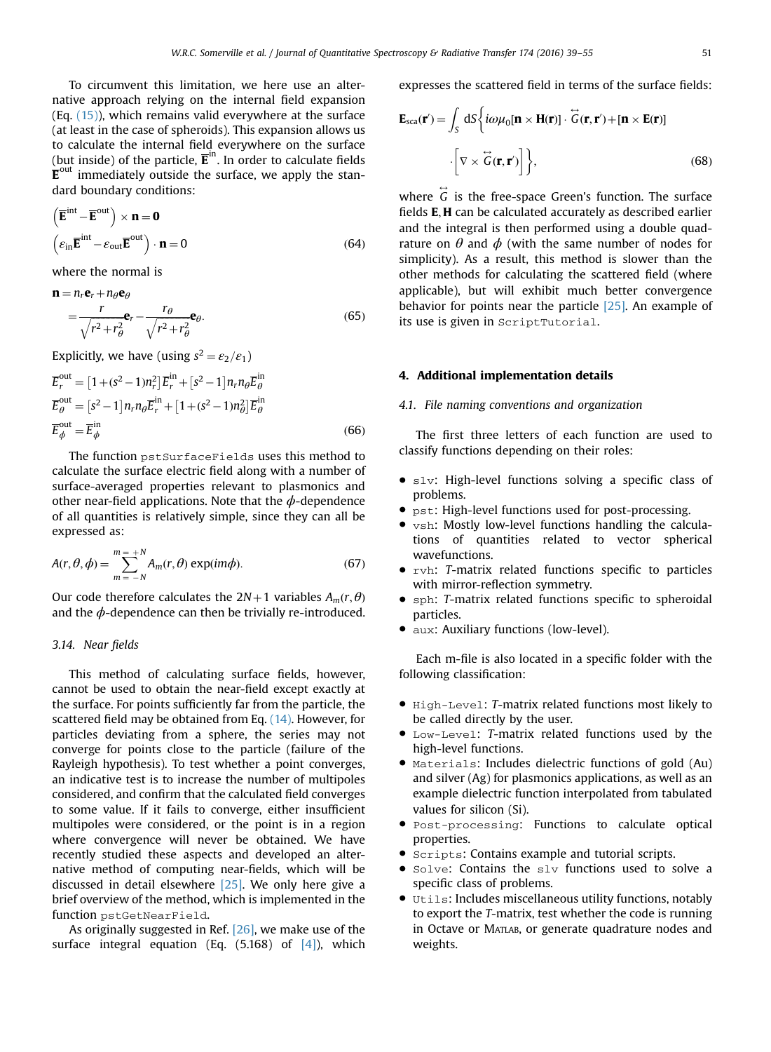To circumvent this limitation, we here use an alternative approach relying on the internal field expansion (Eq. (15)), which remains valid everywhere at the surface (at least in the case of spheroids). This expansion allows us to calculate the internal field everywhere on the surface (but inside) of the particle, $\overline{\mathbf{E}}^{\text{in}}$. In order to calculate fields $\overline{\mathbf{E}}^{\text{out}}$ immediately outside the surface, we apply the standard boundary conditions:

$$\left(\overline{\mathbf{E}}^{\text{int}} - \overline{\mathbf{E}}^{\text{out}}\right) \times \mathbf{n} = \mathbf{0}$$
$$\left(\varepsilon_{\text{in}}\overline{\mathbf{E}}^{\text{int}} - \varepsilon_{\text{out}}\overline{\mathbf{E}}^{\text{out}}\right) \cdot \mathbf{n} = 0 \tag{64}$$

where the normal is

$$\mathbf{n} = n_r\mathbf{e}_r + n_\theta\mathbf{e}_\theta = \frac{r}{\sqrt{r^2 + r_\theta^2}}\mathbf{e}_r - \frac{r_\theta}{\sqrt{r^2 + r_\theta^2}}\mathbf{e}_\theta. \tag{65}$$

Explicitly, we have (using $s^2 = \varepsilon_2/\varepsilon_1$)

$$\overline{E}_r^{\text{out}} = \left[1 + (s^2 - 1)n_r^2\right]\overline{E}_r^{\text{in}} + \left[s^2 - 1\right]n_r n_\theta \overline{E}_\theta^{\text{in}}$$
$$\overline{E}_\theta^{\text{out}} = \left[s^2 - 1\right]n_r n_\theta \overline{E}_r^{\text{in}} + \left[1 + (s^2 - 1)n_\theta^2\right]\overline{E}_\theta^{\text{in}}$$
$$\overline{E}_\phi^{\text{out}} = \overline{E}_\phi^{\text{in}} \tag{66}$$

The function `pstSurfaceFields` uses this method to calculate the surface electric field along with a number of surface-averaged properties relevant to plasmonics and other near-field applications. Note that the $\phi$-dependence of all quantities is relatively simple, since they can all be expressed as:

$$A(r, \theta, \phi) = \sum_{m=-N}^{m=+N} A_m(r, \theta)\exp(im\phi). \tag{67}$$

Our code therefore calculates the $2N+1$ variables $A_m(r, \theta)$ and the $\phi$-dependence can then be trivially re-introduced.

### 3.14. Near fields

This method of calculating surface fields, however, cannot be used to obtain the near-field except exactly at the surface. For points sufficiently far from the particle, the scattered field may be obtained from Eq. (14). However, for particles deviating from a sphere, the series may not converge for points close to the particle (failure of the Rayleigh hypothesis). To test whether a point converges, an indicative test is to increase the number of multipoles considered, and confirm that the calculated field converges to some value. If it fails to converge, either insufficient multipoles were considered, or the point is in a region where convergence will never be obtained. We have recently studied these aspects and developed an alternative method of computing near-fields, which will be discussed in detail elsewhere [25]. We only here give a brief overview of the method, which is implemented in the function `pstGetNearField`.

As originally suggested in Ref. [26], we make use of the surface integral equation (Eq. (5.168) of [4]), which expresses the scattered field in terms of the surface fields:

$$\mathbf{E}_{\text{sca}}(\mathbf{r}') = \int_S \mathrm{d}S\Big\{i\omega\mu_0[\mathbf{n} \times \mathbf{H}(\mathbf{r})] \cdot \overleftrightarrow{G}(\mathbf{r}, \mathbf{r}') + [\mathbf{n} \times \mathbf{E}(\mathbf{r})] \cdot \left[\nabla \times \overleftrightarrow{G}(\mathbf{r}, \mathbf{r}')\right]\Big\}, \tag{68}$$

where $\overleftrightarrow{G}$ is the free-space Green's function. The surface fields $\mathbf{E}, \mathbf{H}$ can be calculated accurately as described earlier and the integral is then performed using a double quadrature on $\theta$ and $\phi$ (with the same number of nodes for simplicity). As a result, this method is slower than the other methods for calculating the scattered field (where applicable), but will exhibit much better convergence behavior for points near the particle [25]. An example of its use is given in `ScriptTutorial`.

## 4. Additional implementation details

### 4.1. File naming conventions and organization

The first three letters of each function are used to classify functions depending on their roles:

- `slv`: High-level functions solving a specific class of problems.
- `pst`: High-level functions used for post-processing.
- `vsh`: Mostly low-level functions handling the calculations of quantities related to vector spherical wavefunctions.
- `rvh`: *T*-matrix related functions specific to particles with mirror-reflection symmetry.
- `sph`: *T*-matrix related functions specific to spheroidal particles.
- `aux`: Auxiliary functions (low-level).

Each m-file is also located in a specific folder with the following classification:

- `High-Level`: *T*-matrix related functions most likely to be called directly by the user.
- `Low-Level`: *T*-matrix related functions used by the high-level functions.
- `Materials`: Includes dielectric functions of gold (Au) and silver (Ag) for plasmonics applications, as well as an example dielectric function interpolated from tabulated values for silicon (Si).
- `Post-processing`: Functions to calculate optical properties.
- `Scripts`: Contains example and tutorial scripts.
- `Solve`: Contains the `slv` functions used to solve a specific class of problems.
- `Utils`: Includes miscellaneous utility functions, notably to export the *T*-matrix, test whether the code is running in Octave or MATLAB, or generate quadrature nodes and weights.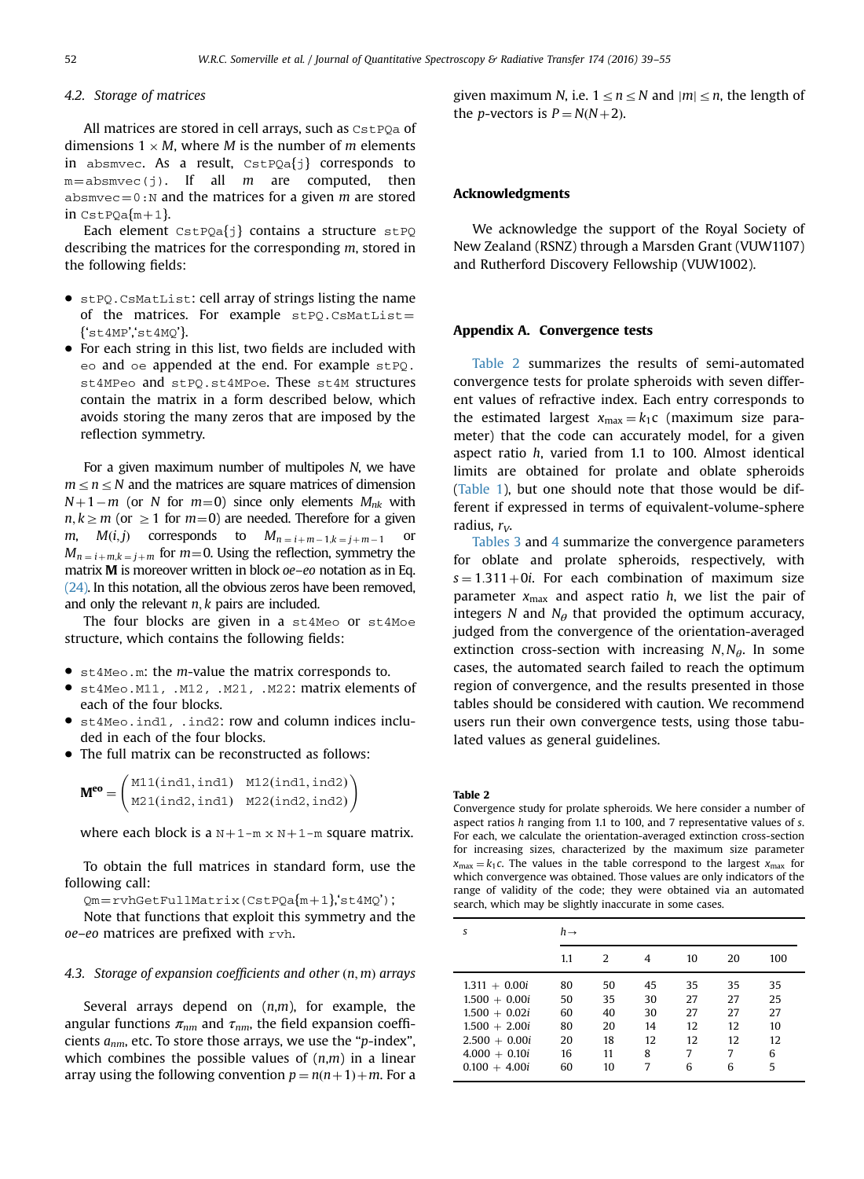### 4.2. Storage of matrices

All matrices are stored in cell arrays, such as `CstPQa` of dimensions $1 \times M$, where $M$ is the number of $m$ elements in `absmvec`. As a result, `CstPQa{j}` corresponds to `m=absmvec(j)`. If all $m$ are computed, then `absmvec=0:N` and the matrices for a given $m$ are stored in `CstPQa{m+1}`.

Each element `CstPQa{j}` contains a structure `stPQ` describing the matrices for the corresponding $m$, stored in the following fields:

- `stPQ.CsMatList`: cell array of strings listing the name of the matrices. For example `stPQ.CsMatList={'st4MP','st4MQ'}`.
- For each string in this list, two fields are included with `eo` and `oe` appended at the end. For example `stPQ.st4MPeo` and `stPQ.st4MPoe`. These `st4M` structures contain the matrix in a form described below, which avoids storing the many zeros that are imposed by the reflection symmetry.

For a given maximum number of multipoles $N$, we have $m \le n \le N$ and the matrices are square matrices of dimension $N+1-m$ (or $N$ for $m=0$) since only elements $M_{nk}$ with $n,k \ge m$ (or $\ge 1$ for $m=0$) are needed. Therefore for a given $m$, $M(i,j)$ corresponds to $M_{n=i+m-1,k=j+m-1}$ or $M_{n=i+m,k=j+m}$ for $m=0$. Using the reflection, symmetry the matrix $\mathbf{M}$ is moreover written in block *oe–eo* notation as in Eq. (24). In this notation, all the obvious zeros have been removed, and only the relevant $n,k$ pairs are included.

The four blocks are given in a `st4Meo` or `st4Moe` structure, which contains the following fields:

- `st4Meo.m`: the $m$-value the matrix corresponds to.
- `st4Meo.M11, .M12, .M21, .M22`: matrix elements of each of the four blocks.
- `st4Meo.ind1, .ind2`: row and column indices included in each of the four blocks.
- The full matrix can be reconstructed as follows:

$$\mathbf{M}^{\mathbf{eo}} = \begin{pmatrix} \texttt{M11(ind1,ind1)} & \texttt{M12(ind1,ind2)} \\ \texttt{M21(ind2,ind1)} & \texttt{M22(ind2,ind2)} \end{pmatrix}$$

where each block is a `N+1-m x N+1-m` square matrix.

To obtain the full matrices in standard form, use the following call:

```
Qm=rvhGetFullMatrix(CstPQa{m+1},'st4MQ');
```

Note that functions that exploit this symmetry and the *oe–eo* matrices are prefixed with `rvh`.

### 4.3. Storage of expansion coefficients and other $(n,m)$ arrays

Several arrays depend on $(n,m)$, for example, the angular functions $\pi_{nm}$ and $\tau_{nm}$, the field expansion coefficients $a_{nm}$, etc. To store those arrays, we use the "$p$-index", which combines the possible values of $(n,m)$ in a linear array using the following convention $p=n(n+1)+m$. For a given maximum $N$, i.e. $1 \le n \le N$ and $|m| \le n$, the length of the $p$-vectors is $P=N(N+2)$.

## Acknowledgments

We acknowledge the support of the Royal Society of New Zealand (RSNZ) through a Marsden Grant (VUW1107) and Rutherford Discovery Fellowship (VUW1002).

## Appendix A. Convergence tests

Table 2 summarizes the results of semi-automated convergence tests for prolate spheroids with seven different values of refractive index. Each entry corresponds to the estimated largest $x_{\max}=k_1c$ (maximum size parameter) that the code can accurately model, for a given aspect ratio $h$, varied from 1.1 to 100. Almost identical limits are obtained for prolate and oblate spheroids (Table 1), but one should note that those would be different if expressed in terms of equivalent-volume-sphere radius, $r_V$.

Tables 3 and 4 summarize the convergence parameters for oblate and prolate spheroids, respectively, with $s=1.311+0i$. For each combination of maximum size parameter $x_{\max}$ and aspect ratio $h$, we list the pair of integers $N$ and $N_\theta$ that provided the optimum accuracy, judged from the convergence of the orientation-averaged extinction cross-section with increasing $N, N_\theta$. In some cases, the automated search failed to reach the optimum region of convergence, and the results presented in those tables should be considered with caution. We recommend users run their own convergence tests, using those tabulated values as general guidelines.

**Table 2**
Convergence study for prolate spheroids. We here consider a number of aspect ratios $h$ ranging from 1.1 to 100, and 7 representative values of $s$. For each, we calculate the orientation-averaged extinction cross-section for increasing sizes, characterized by the maximum size parameter $x_{\max}=k_1c$. The values in the table correspond to the largest $x_{\max}$ for which convergence was obtained. Those values are only indicators of the range of validity of the code; they were obtained via an automated search, which may be slightly inaccurate in some cases.

| $s$ | $h \rightarrow$ | | | | | |
|---|---|---|---|---|---|---|
| | 1.1 | 2 | 4 | 10 | 20 | 100 |
| $1.311+0.00i$ | 80 | 50 | 45 | 35 | 35 | 35 |
| $1.500+0.00i$ | 50 | 35 | 30 | 27 | 27 | 25 |
| $1.500+0.02i$ | 60 | 40 | 30 | 27 | 27 | 27 |
| $1.500+2.00i$ | 80 | 20 | 14 | 12 | 12 | 10 |
| $2.500+0.00i$ | 20 | 18 | 12 | 12 | 12 | 12 |
| $4.000+0.10i$ | 16 | 11 | 8 | 7 | 7 | 6 |
| $0.100+4.00i$ | 60 | 10 | 7 | 6 | 6 | 5 |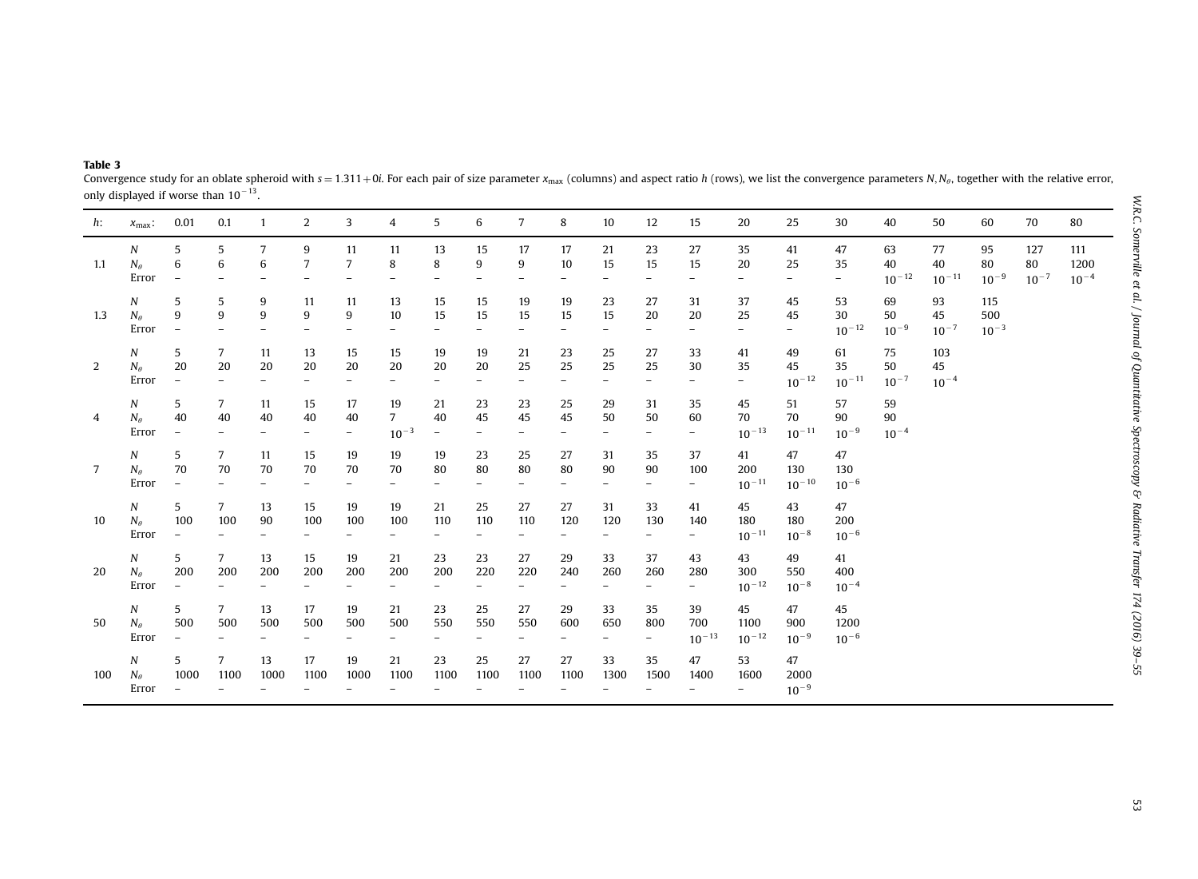**Table 3**
Convergence study for an oblate spheroid with $s = 1.311 + 0i$. For each pair of size parameter $x_{\max}$ (columns) and aspect ratio $h$ (rows), we list the convergence parameters $N, N_\theta$, together with the relative error, only displayed if worse than $10^{-13}$.

| $h$: | $x_{\max}$: | 0.01 | 0.1 | 1 | 2 | 3 | 4 | 5 | 6 | 7 | 8 | 10 | 12 | 15 | 20 | 25 | 30 | 40 | 50 | 60 | 70 | 80 |
|---|---|---|---|---|---|---|---|---|---|---|---|---|---|---|---|---|---|---|---|---|---|---|
| 1.1 | $N$ | 5 | 5 | 7 | 9 | 11 | 11 | 13 | 15 | 17 | 17 | 21 | 23 | 27 | 35 | 41 | 47 | 63 | 77 | 95 | 127 | 111 |
| | $N_\theta$ | 6 | 6 | 6 | 7 | 7 | 8 | 8 | 9 | 9 | 10 | 15 | 15 | 15 | 20 | 25 | 35 | 40 | 40 | 80 | 80 | 1200 |
| | Error | – | – | – | – | – | – | – | – | – | – | – | – | – | – | – | – | $10^{-12}$ | $10^{-11}$ | $10^{-9}$ | $10^{-7}$ | $10^{-4}$ |
| 1.3 | $N$ | 5 | 5 | 9 | 11 | 11 | 13 | 15 | 15 | 19 | 19 | 23 | 27 | 31 | 37 | 45 | 53 | 69 | 93 | 115 | | |
| | $N_\theta$ | 9 | 9 | 9 | 9 | 9 | 10 | 15 | 15 | 15 | 15 | 15 | 20 | 20 | 25 | 45 | 30 | 50 | 45 | 500 | | |
| | Error | – | – | – | – | – | – | – | – | – | – | – | – | – | – | – | $10^{-12}$ | $10^{-9}$ | $10^{-7}$ | $10^{-3}$ | | |
| 2 | $N$ | 5 | 7 | 11 | 13 | 15 | 15 | 19 | 19 | 21 | 23 | 25 | 27 | 33 | 41 | 49 | 61 | 75 | 103 | | | |
| | $N_\theta$ | 20 | 20 | 20 | 20 | 20 | 20 | 20 | 20 | 25 | 25 | 25 | 25 | 30 | 35 | 45 | 35 | 50 | 45 | | | |
| | Error | – | – | – | – | – | – | – | – | – | – | – | – | – | – | $10^{-12}$ | $10^{-11}$ | $10^{-7}$ | $10^{-4}$ | | | |
| 4 | $N$ | 5 | 7 | 11 | 15 | 17 | 19 | 21 | 23 | 23 | 25 | 29 | 31 | 35 | 45 | 51 | 57 | 59 | | | | |
| | $N_\theta$ | 40 | 40 | 40 | 40 | 40 | 7 | 40 | 45 | 45 | 45 | 50 | 50 | 60 | 70 | 70 | 90 | 90 | | | | |
| | Error | – | – | – | – | – | $10^{-3}$ | – | – | – | – | – | – | – | $10^{-13}$ | $10^{-11}$ | $10^{-9}$ | $10^{-4}$ | | | | |
| 7 | $N$ | 5 | 7 | 11 | 15 | 19 | 19 | 19 | 23 | 25 | 27 | 31 | 35 | 37 | 41 | 47 | 47 | | | | | |
| | $N_\theta$ | 70 | 70 | 70 | 70 | 70 | 70 | 80 | 80 | 80 | 80 | 90 | 90 | 100 | 200 | 130 | 130 | | | | | |
| | Error | – | – | – | – | – | – | – | – | – | – | – | – | – | $10^{-11}$ | $10^{-10}$ | $10^{-6}$ | | | | | |
| 10 | $N$ | 5 | 7 | 13 | 15 | 19 | 19 | 21 | 25 | 27 | 27 | 31 | 33 | 41 | 45 | 43 | 47 | | | | | |
| | $N_\theta$ | 100 | 100 | 90 | 100 | 100 | 100 | 110 | 110 | 110 | 120 | 120 | 130 | 140 | 180 | 180 | 200 | | | | | |
| | Error | – | – | – | – | – | – | – | – | – | – | – | – | – | $10^{-11}$ | $10^{-8}$ | $10^{-6}$ | | | | | |
| 20 | $N$ | 5 | 7 | 13 | 15 | 19 | 21 | 23 | 23 | 27 | 29 | 33 | 37 | 43 | 43 | 49 | 41 | | | | | |
| | $N_\theta$ | 200 | 200 | 200 | 200 | 200 | 200 | 200 | 220 | 220 | 240 | 260 | 260 | 280 | 300 | 550 | 400 | | | | | |
| | Error | – | – | – | – | – | – | – | – | – | – | – | – | – | $10^{-12}$ | $10^{-8}$ | $10^{-4}$ | | | | | |
| 50 | $N$ | 5 | 7 | 13 | 17 | 19 | 21 | 23 | 25 | 27 | 29 | 33 | 35 | 39 | 45 | 47 | 45 | | | | | |
| | $N_\theta$ | 500 | 500 | 500 | 500 | 500 | 500 | 550 | 550 | 550 | 600 | 650 | 800 | 700 | 1100 | 900 | 1200 | | | | | |
| | Error | – | – | – | – | – | – | – | – | – | – | – | – | $10^{-13}$ | $10^{-12}$ | $10^{-9}$ | $10^{-6}$ | | | | | |
| 100 | $N$ | 5 | 7 | 13 | 17 | 19 | 21 | 23 | 25 | 27 | 27 | 33 | 35 | 47 | 53 | 47 | | | | | | |
| | $N_\theta$ | 1000 | 1100 | 1000 | 1100 | 1000 | 1100 | 1100 | 1100 | 1100 | 1100 | 1300 | 1500 | 1400 | 1600 | 2000 | | | | | | |
| | Error | – | – | – | – | – | – | – | – | – | – | – | – | – | – | $10^{-9}$ | | | | | | |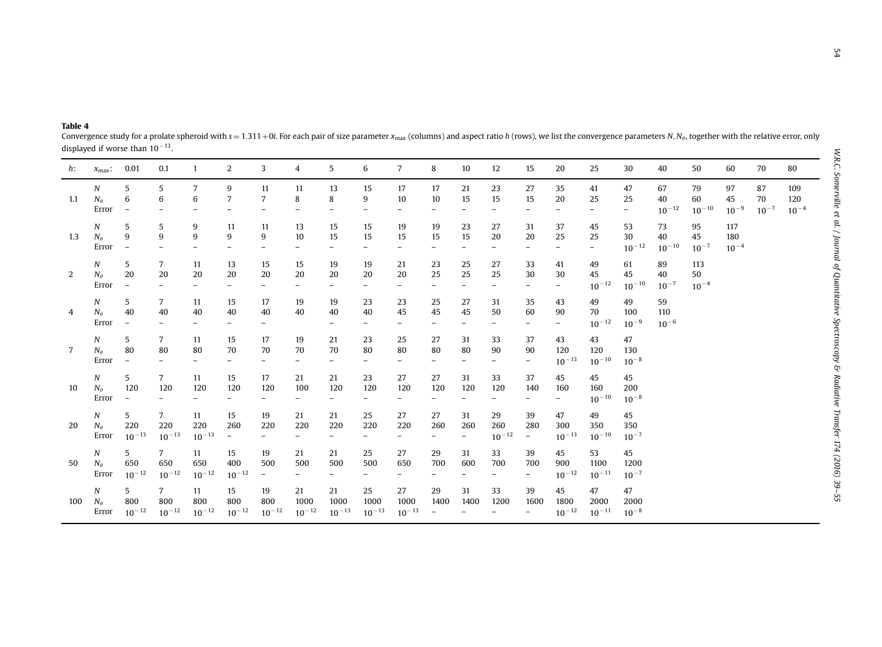**Table 4**

Convergence study for a prolate spheroid with $s = 1.311 + 0i$. For each pair of size parameter $x_{\max}$ (columns) and aspect ratio $h$ (rows), we list the convergence parameters $N, N_\theta$, together with the relative error, only displayed if worse than $10^{-13}$.

| $h$: | $x_{\max}$: | 0.01 | 0.1 | 1 | 2 | 3 | 4 | 5 | 6 | 7 | 8 | 10 | 12 | 15 | 20 | 25 | 30 | 40 | 50 | 60 | 70 | 80 |
|---|---|---|---|---|---|---|---|---|---|---|---|---|---|---|---|---|---|---|---|---|---|---|
| 1.1 | $N$ | 5 | 5 | 7 | 9 | 11 | 11 | 13 | 15 | 17 | 17 | 21 | 23 | 27 | 35 | 41 | 47 | 67 | 79 | 97 | 87 | 109 |
| | $N_\theta$ | 6 | 6 | 6 | 7 | 7 | 8 | 8 | 9 | 10 | 10 | 15 | 15 | 15 | 20 | 25 | 25 | 40 | 60 | 45 | 70 | 120 |
| | Error | – | – | – | – | – | – | – | – | – | – | – | – | – | – | – | – | $10^{-12}$ | $10^{-10}$ | $10^{-9}$ | $10^{-7}$ | $10^{-4}$ |
| 1.3 | $N$ | 5 | 5 | 9 | 11 | 11 | 13 | 15 | 15 | 19 | 19 | 23 | 27 | 31 | 37 | 45 | 53 | 73 | 95 | 117 | | |
| | $N_\theta$ | 9 | 9 | 9 | 9 | 9 | 10 | 15 | 15 | 15 | 15 | 15 | 20 | 20 | 25 | 25 | 30 | 40 | 45 | 180 | | |
| | Error | – | – | – | – | – | – | – | – | – | – | – | – | – | – | – | $10^{-12}$ | $10^{-10}$ | $10^{-7}$ | $10^{-4}$ | | |
| 2 | $N$ | 5 | 7 | 11 | 13 | 15 | 15 | 19 | 19 | 21 | 23 | 25 | 27 | 33 | 41 | 49 | 61 | 89 | 113 | | | |
| | $N_\theta$ | 20 | 20 | 20 | 20 | 20 | 20 | 20 | 20 | 20 | 25 | 25 | 25 | 30 | 30 | 45 | 45 | 40 | 50 | | | |
| | Error | – | – | – | – | – | – | – | – | – | – | – | – | – | – | $10^{-12}$ | $10^{-10}$ | $10^{-7}$ | $10^{-4}$ | | | |
| 4 | $N$ | 5 | 7 | 11 | 15 | 17 | 19 | 19 | 23 | 23 | 25 | 27 | 31 | 35 | 43 | 49 | 49 | 59 | | | | |
| | $N_\theta$ | 40 | 40 | 40 | 40 | 40 | 40 | 40 | 40 | 45 | 45 | 45 | 50 | 60 | 90 | 70 | 100 | 110 | | | | |
| | Error | – | – | – | – | – | | – | – | – | – | – | – | – | – | $10^{-12}$ | $10^{-9}$ | $10^{-6}$ | | | | |
| 7 | $N$ | 5 | 7 | 11 | 15 | 17 | 19 | 21 | 23 | 25 | 27 | 31 | 33 | 37 | 43 | 43 | 47 | | | | | |
| | $N_\theta$ | 80 | 80 | 80 | 70 | 70 | 70 | 70 | 80 | 80 | 80 | 80 | 90 | 90 | 120 | 120 | 130 | | | | | |
| | Error | – | – | – | – | – | – | – | – | – | – | – | – | – | $10^{-13}$ | $10^{-10}$ | $10^{-8}$ | | | | | |
| 10 | $N$ | 5 | 7 | 11 | 15 | 17 | 21 | 21 | 23 | 27 | 27 | 31 | 33 | 37 | 45 | 45 | 45 | | | | | |
| | $N_\theta$ | 120 | 120 | 120 | 120 | 120 | 100 | 120 | 120 | 120 | 120 | 120 | 120 | 140 | 160 | 160 | 200 | | | | | |
| | Error | – | – | – | – | – | – | – | – | – | – | – | – | – | – | $10^{-10}$ | $10^{-8}$ | | | | | |
| 20 | $N$ | 5 | 7 | 11 | 15 | 19 | 21 | 21 | 25 | 27 | 27 | 31 | 29 | 39 | 47 | 49 | 45 | | | | | |
| | $N_\theta$ | 220 | 220 | 220 | 260 | 220 | 220 | 220 | 220 | 220 | 260 | 260 | 260 | 280 | 300 | 350 | 350 | | | | | |
| | Error | $10^{-13}$ | $10^{-13}$ | $10^{-13}$ | – | – | – | – | – | – | – | – | $10^{-12}$ | – | $10^{-13}$ | $10^{-10}$ | $10^{-7}$ | | | | | |
| 50 | $N$ | 5 | 7 | 11 | 15 | 19 | 21 | 21 | 25 | 27 | 29 | 31 | 33 | 39 | 45 | 53 | 45 | | | | | |
| | $N_\theta$ | 650 | 650 | 650 | 400 | 500 | 500 | 500 | 500 | 650 | 700 | 600 | 700 | 700 | 900 | 1100 | 1200 | | | | | |
| | Error | $10^{-12}$ | $10^{-12}$ | $10^{-12}$ | $10^{-12}$ | – | – | – | – | – | – | – | – | – | $10^{-12}$ | $10^{-11}$ | $10^{-7}$ | | | | | |
| 100 | $N$ | 5 | 7 | 11 | 15 | 19 | 21 | 21 | 25 | 27 | 29 | 31 | 33 | 39 | 45 | 47 | 47 | | | | | |
| | $N_\theta$ | 800 | 800 | 800 | 800 | 800 | 1000 | 1000 | 1000 | 1000 | 1400 | 1400 | 1200 | 1600 | 1800 | 2000 | 2000 | | | | | |
| | Error | $10^{-12}$ | $10^{-12}$ | $10^{-12}$ | $10^{-12}$ | $10^{-12}$ | $10^{-12}$ | $10^{-13}$ | $10^{-13}$ | $10^{-13}$ | – | – | – | – | $10^{-12}$ | $10^{-11}$ | $10^{-8}$ | | | | | |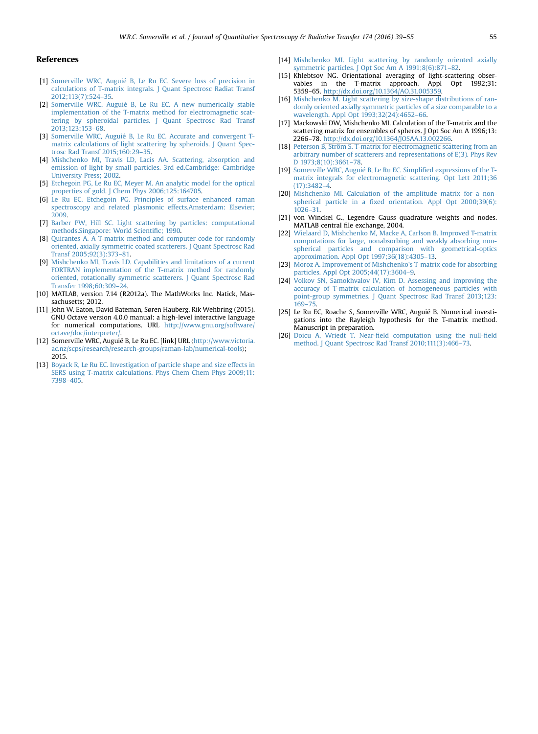## References

[1] Somerville WRC, Auguié B, Le Ru EC. Severe loss of precision in calculations of T-matrix integrals. J Quant Spectrosc Radiat Transf 2012;113(7):524–35.

[2] Somerville WRC, Auguié B, Le Ru EC. A new numerically stable implementation of the T-matrix method for electromagnetic scattering by spheroidal particles. J Quant Spectrosc Rad Transf 2013;123:153–68.

[3] Somerville WRC, Auguié B, Le Ru EC. Accurate and convergent T-matrix calculations of light scattering by spheroids. J Quant Spectrosc Rad Transf 2015;160:29–35.

[4] Mishchenko MI, Travis LD, Lacis AA. Scattering, absorption and emission of light by small particles. 3rd ed.Cambridge: Cambridge University Press; 2002.

[5] Etchegoin PG, Le Ru EC, Meyer M. An analytic model for the optical properties of gold. J Chem Phys 2006;125:164705.

[6] Le Ru EC, Etchegoin PG. Principles of surface enhanced raman spectroscopy and related plasmonic effects.Amsterdam: Elsevier; 2009.

[7] Barber PW, Hill SC. Light scattering by particles: computational methods.Singapore: World Scientific; 1990.

[8] Quirantes A. A T-matrix method and computer code for randomly oriented, axially symmetric coated scatterers. J Quant Spectrosc Rad Transf 2005;92(3):373–81.

[9] Mishchenko MI, Travis LD. Capabilities and limitations of a current FORTRAN implementation of the T-matrix method for randomly oriented, rotationally symmetric scatterers. J Quant Spectrosc Rad Transfer 1998;60:309–24.

[10] MATLAB, version 7.14 (R2012a). The MathWorks Inc. Natick, Massachusetts; 2012.

[11] John W. Eaton, David Bateman, Søren Hauberg, Rik Wehbring (2015). GNU Octave version 4.0.0 manual: a high-level interactive language for numerical computations. URL http://www.gnu.org/software/octave/doc/interpreter/.

[12] Somerville WRC, Auguié B, Le Ru EC. [link] URL ⟨http://www.victoria.ac.nz/scps/research/research-groups/raman-lab/numerical-tools⟩; 2015.

[13] Boyack R, Le Ru EC. Investigation of particle shape and size effects in SERS using T-matrix calculations. Phys Chem Chem Phys 2009;11:7398–405.

[14] Mishchenko MI. Light scattering by randomly oriented axially symmetric particles. J Opt Soc Am A 1991;8(6):871–82.

[15] Khlebtsov NG. Orientational averaging of light-scattering observables in the T-matrix approach. Appl Opt 1992;31:5359–65. http://dx.doi.org/10.1364/AO.31.005359.

[16] Mishchenko M. Light scattering by size-shape distributions of randomly oriented axially symmetric particles of a size comparable to a wavelength. Appl Opt 1993;32(24):4652–66.

[17] Mackowski DW, Mishchenko MI. Calculation of the T-matrix and the scattering matrix for ensembles of spheres. J Opt Soc Am A 1996;13:2266–78. http://dx.doi.org/10.1364/JOSAA.13.002266.

[18] Peterson B, Ström S. T-matrix for electromagnetic scattering from an arbitrary number of scatterers and representations of E(3). Phys Rev D 1973;8(10):3661–78.

[19] Somerville WRC, Auguié B, Le Ru EC. Simplified expressions of the T-matrix integrals for electromagnetic scattering. Opt Lett 2011;36(17):3482–4.

[20] Mishchenko MI. Calculation of the amplitude matrix for a nonspherical particle in a fixed orientation. Appl Opt 2000;39(6):1026–31.

[21] von Winckel G., Legendre–Gauss quadrature weights and nodes. MATLAB central file exchange, 2004.

[22] Wielaard D, Mishchenko M, Macke A, Carlson B. Improved T-matrix computations for large, nonabsorbing and weakly absorbing nonspherical particles and comparison with geometrical-optics approximation. Appl Opt 1997;36(18):4305–13.

[23] Moroz A. Improvement of Mishchenko's T-matrix code for absorbing particles. Appl Opt 2005;44(17):3604–9.

[24] Volkov SN, Samokhvalov IV, Kim D. Assessing and improving the accuracy of T-matrix calculation of homogeneous particles with point-group symmetries. J Quant Spectrosc Rad Transf 2013;123:169–75.

[25] Le Ru EC, Roache S, Somerville WRC, Auguié B. Numerical investigations into the Rayleigh hypothesis for the T-matrix method. Manuscript in preparation.

[26] Doicu A, Wriedt T. Near-field computation using the null-field method. J Quant Spectrosc Rad Transf 2010;111(3):466–73.